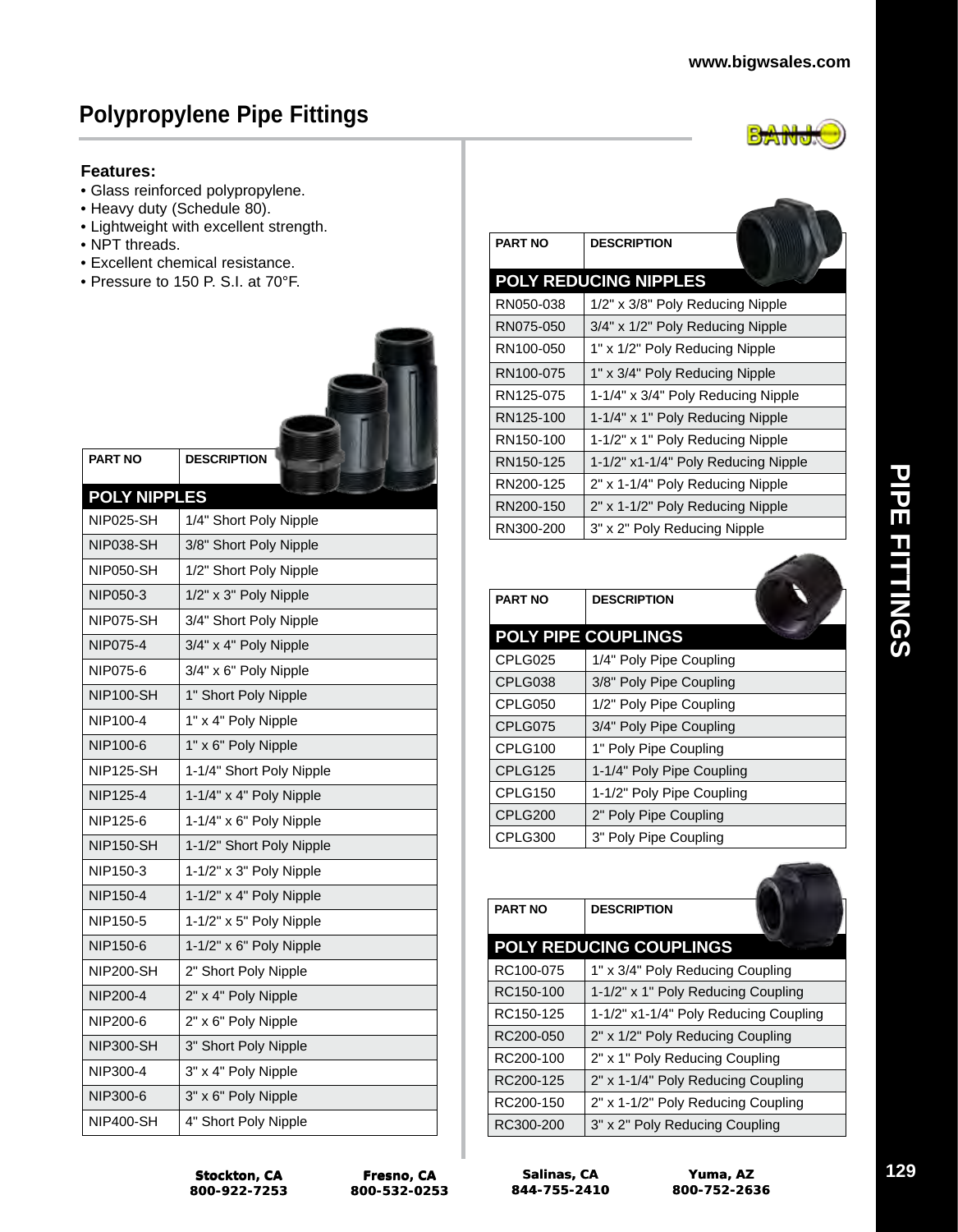# Polypropylene Pipe Fittings

**Features:**

- Glass reinforced polypropylene.
- Heavy duty (Schedule 80).
- Lightweight with excellent strength.
- NPT threads.
- Excellent chemical resistance.
- Pressure to 150 P. S.I. at 70°F.

| PART NO | DESCRIPTION |
|---|---|
| **POLY NIPPLES** | |
| NIP025-SH | 1/4" Short Poly Nipple |
| NIP038-SH | 3/8" Short Poly Nipple |
| NIP050-SH | 1/2" Short Poly Nipple |
| NIP050-3 | 1/2" x 3" Poly Nipple |
| NIP075-SH | 3/4" Short Poly Nipple |
| NIP075-4 | 3/4" x 4" Poly Nipple |
| NIP075-6 | 3/4" x 6" Poly Nipple |
| NIP100-SH | 1" Short Poly Nipple |
| NIP100-4 | 1" x 4" Poly Nipple |
| NIP100-6 | 1" x 6" Poly Nipple |
| NIP125-SH | 1-1/4" Short Poly Nipple |
| NIP125-4 | 1-1/4" x 4" Poly Nipple |
| NIP125-6 | 1-1/4" x 6" Poly Nipple |
| NIP150-SH | 1-1/2" Short Poly Nipple |
| NIP150-3 | 1-1/2" x 3" Poly Nipple |
| NIP150-4 | 1-1/2" x 4" Poly Nipple |
| NIP150-5 | 1-1/2" x 5" Poly Nipple |
| NIP150-6 | 1-1/2" x 6" Poly Nipple |
| NIP200-SH | 2" Short Poly Nipple |
| NIP200-4 | 2" x 4" Poly Nipple |
| NIP200-6 | 2" x 6" Poly Nipple |
| NIP300-SH | 3" Short Poly Nipple |
| NIP300-4 | 3" x 4" Poly Nipple |
| NIP300-6 | 3" x 6" Poly Nipple |
| NIP400-SH | 4" Short Poly Nipple |

| PART NO | DESCRIPTION |
|---|---|
| **POLY REDUCING NIPPLES** | |
| RN050-038 | 1/2" x 3/8" Poly Reducing Nipple |
| RN075-050 | 3/4" x 1/2" Poly Reducing Nipple |
| RN100-050 | 1" x 1/2" Poly Reducing Nipple |
| RN100-075 | 1" x 3/4" Poly Reducing Nipple |
| RN125-075 | 1-1/4" x 3/4" Poly Reducing Nipple |
| RN125-100 | 1-1/4" x 1" Poly Reducing Nipple |
| RN150-100 | 1-1/2" x 1" Poly Reducing Nipple |
| RN150-125 | 1-1/2" x1-1/4" Poly Reducing Nipple |
| RN200-125 | 2" x 1-1/4" Poly Reducing Nipple |
| RN200-150 | 2" x 1-1/2" Poly Reducing Nipple |
| RN300-200 | 3" x 2" Poly Reducing Nipple |

| PART NO | DESCRIPTION |
|---|---|
| **POLY PIPE COUPLINGS** | |
| CPLG025 | 1/4" Poly Pipe Coupling |
| CPLG038 | 3/8" Poly Pipe Coupling |
| CPLG050 | 1/2" Poly Pipe Coupling |
| CPLG075 | 3/4" Poly Pipe Coupling |
| CPLG100 | 1" Poly Pipe Coupling |
| CPLG125 | 1-1/4" Poly Pipe Coupling |
| CPLG150 | 1-1/2" Poly Pipe Coupling |
| CPLG200 | 2" Poly Pipe Coupling |
| CPLG300 | 3" Poly Pipe Coupling |

| PART NO | DESCRIPTION |
|---|---|
| **POLY REDUCING COUPLINGS** | |
| RC100-075 | 1" x 3/4" Poly Reducing Coupling |
| RC150-100 | 1-1/2" x 1" Poly Reducing Coupling |
| RC150-125 | 1-1/2" x1-1/4" Poly Reducing Coupling |
| RC200-050 | 2" x 1/2" Poly Reducing Coupling |
| RC200-100 | 2" x 1" Poly Reducing Coupling |
| RC200-125 | 2" x 1-1/4" Poly Reducing Coupling |
| RC200-150 | 2" x 1-1/2" Poly Reducing Coupling |
| RC300-200 | 3" x 2" Poly Reducing Coupling |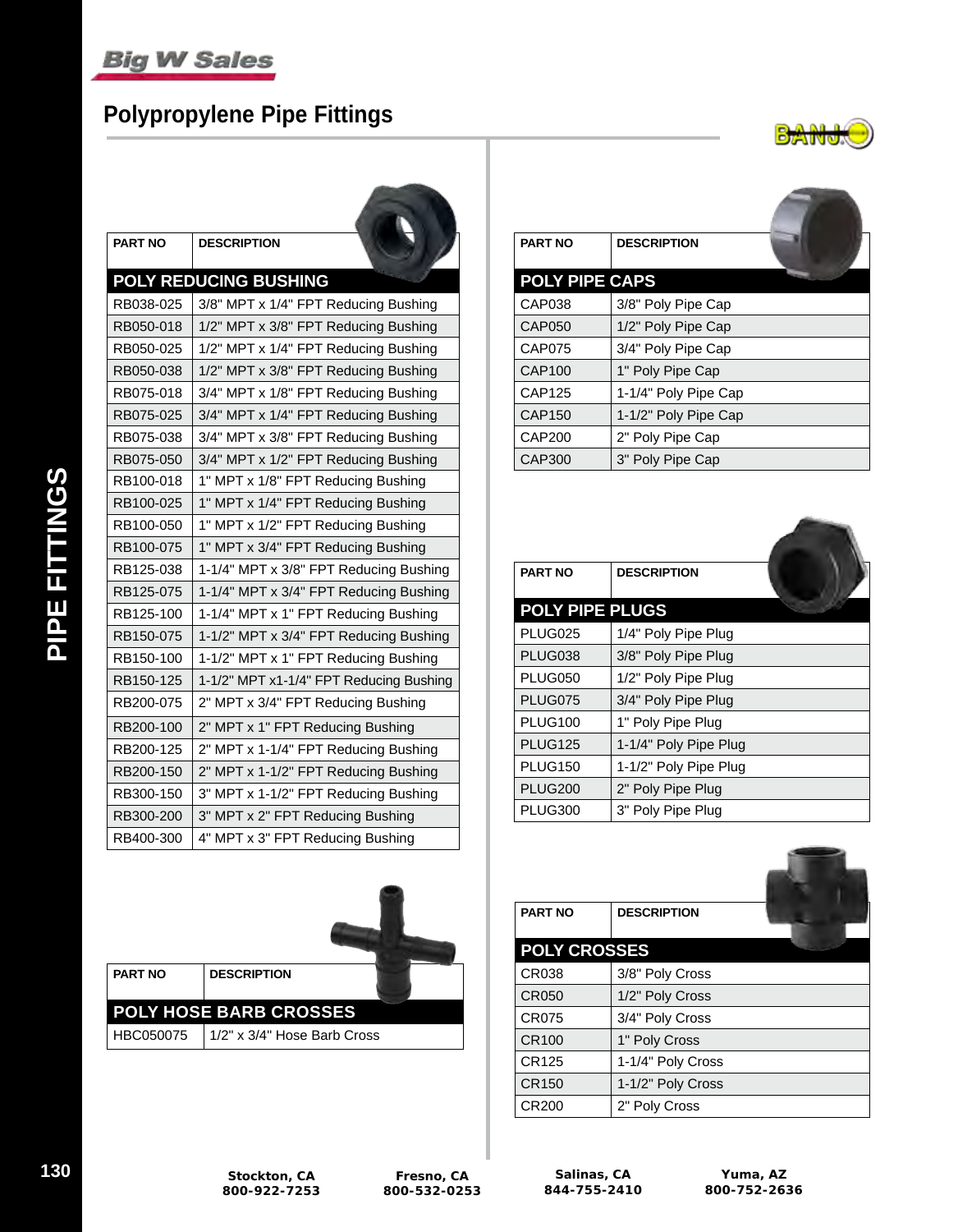# Polypropylene Pipe Fittings

| PART NO | DESCRIPTION |
|---|---|
| **POLY REDUCING BUSHING** | |
| RB038-025 | 3/8" MPT x 1/4" FPT Reducing Bushing |
| RB050-018 | 1/2" MPT x 3/8" FPT Reducing Bushing |
| RB050-025 | 1/2" MPT x 1/4" FPT Reducing Bushing |
| RB050-038 | 1/2" MPT x 3/8" FPT Reducing Bushing |
| RB075-018 | 3/4" MPT x 1/8" FPT Reducing Bushing |
| RB075-025 | 3/4" MPT x 1/4" FPT Reducing Bushing |
| RB075-038 | 3/4" MPT x 3/8" FPT Reducing Bushing |
| RB075-050 | 3/4" MPT x 1/2" FPT Reducing Bushing |
| RB100-018 | 1" MPT x 1/8" FPT Reducing Bushing |
| RB100-025 | 1" MPT x 1/4" FPT Reducing Bushing |
| RB100-050 | 1" MPT x 1/2" FPT Reducing Bushing |
| RB100-075 | 1" MPT x 3/4" FPT Reducing Bushing |
| RB125-038 | 1-1/4" MPT x 3/8" FPT Reducing Bushing |
| RB125-075 | 1-1/4" MPT x 3/4" FPT Reducing Bushing |
| RB125-100 | 1-1/4" MPT x 1" FPT Reducing Bushing |
| RB150-075 | 1-1/2" MPT x 3/4" FPT Reducing Bushing |
| RB150-100 | 1-1/2" MPT x 1" FPT Reducing Bushing |
| RB150-125 | 1-1/2" MPT x1-1/4" FPT Reducing Bushing |
| RB200-075 | 2" MPT x 3/4" FPT Reducing Bushing |
| RB200-100 | 2" MPT x 1" FPT Reducing Bushing |
| RB200-125 | 2" MPT x 1-1/4" FPT Reducing Bushing |
| RB200-150 | 2" MPT x 1-1/2" FPT Reducing Bushing |
| RB300-150 | 3" MPT x 1-1/2" FPT Reducing Bushing |
| RB300-200 | 3" MPT x 2" FPT Reducing Bushing |
| RB400-300 | 4" MPT x 3" FPT Reducing Bushing |

| PART NO | DESCRIPTION |
|---|---|
| **POLY HOSE BARB CROSSES** | |
| HBC050075 | 1/2" x 3/4" Hose Barb Cross |

| PART NO | DESCRIPTION |
|---|---|
| **POLY PIPE CAPS** | |
| CAP038 | 3/8" Poly Pipe Cap |
| CAP050 | 1/2" Poly Pipe Cap |
| CAP075 | 3/4" Poly Pipe Cap |
| CAP100 | 1" Poly Pipe Cap |
| CAP125 | 1-1/4" Poly Pipe Cap |
| CAP150 | 1-1/2" Poly Pipe Cap |
| CAP200 | 2" Poly Pipe Cap |
| CAP300 | 3" Poly Pipe Cap |

| PART NO | DESCRIPTION |
|---|---|
| **POLY PIPE PLUGS** | |
| PLUG025 | 1/4" Poly Pipe Plug |
| PLUG038 | 3/8" Poly Pipe Plug |
| PLUG050 | 1/2" Poly Pipe Plug |
| PLUG075 | 3/4" Poly Pipe Plug |
| PLUG100 | 1" Poly Pipe Plug |
| PLUG125 | 1-1/4" Poly Pipe Plug |
| PLUG150 | 1-1/2" Poly Pipe Plug |
| PLUG200 | 2" Poly Pipe Plug |
| PLUG300 | 3" Poly Pipe Plug |

| PART NO | DESCRIPTION |
|---|---|
| **POLY CROSSES** | |
| CR038 | 3/8" Poly Cross |
| CR050 | 1/2" Poly Cross |
| CR075 | 3/4" Poly Cross |
| CR100 | 1" Poly Cross |
| CR125 | 1-1/4" Poly Cross |
| CR150 | 1-1/2" Poly Cross |
| CR200 | 2" Poly Cross |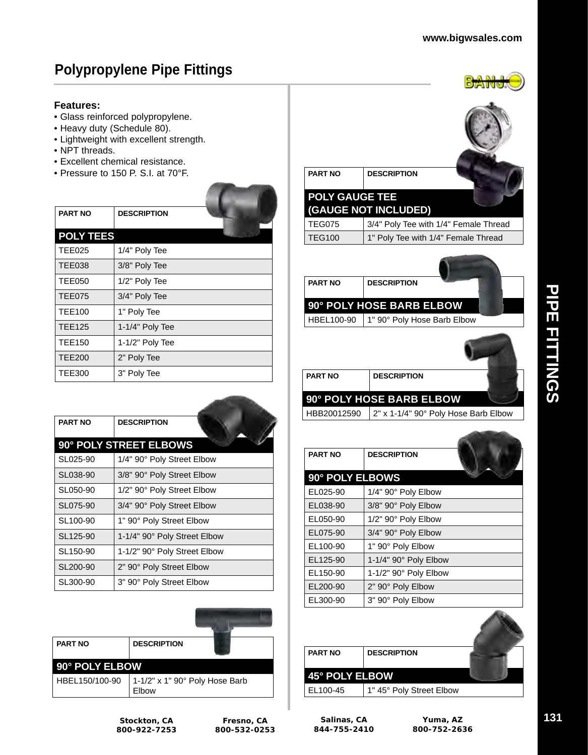# Polypropylene Pipe Fittings

BANJO

**Features:**

- Glass reinforced polypropylene.
- Heavy duty (Schedule 80).
- Lightweight with excellent strength.
- NPT threads.
- Excellent chemical resistance.
- Pressure to 150 P. S.I. at 70°F.

| PART NO | DESCRIPTION |
|---|---|
| **POLY TEES** | |
| TEE025 | 1/4" Poly Tee |
| TEE038 | 3/8" Poly Tee |
| TEE050 | 1/2" Poly Tee |
| TEE075 | 3/4" Poly Tee |
| TEE100 | 1" Poly Tee |
| TEE125 | 1-1/4" Poly Tee |
| TEE150 | 1-1/2" Poly Tee |
| TEE200 | 2" Poly Tee |
| TEE300 | 3" Poly Tee |

| PART NO | DESCRIPTION |
|---|---|
| **90° POLY STREET ELBOWS** | |
| SL025-90 | 1/4" 90° Poly Street Elbow |
| SL038-90 | 3/8" 90° Poly Street Elbow |
| SL050-90 | 1/2" 90° Poly Street Elbow |
| SL075-90 | 3/4" 90° Poly Street Elbow |
| SL100-90 | 1" 90° Poly Street Elbow |
| SL125-90 | 1-1/4" 90° Poly Street Elbow |
| SL150-90 | 1-1/2" 90° Poly Street Elbow |
| SL200-90 | 2" 90° Poly Street Elbow |
| SL300-90 | 3" 90° Poly Street Elbow |

| PART NO | DESCRIPTION |
|---|---|
| **90° POLY ELBOW** | |
| HBEL150/100-90 | 1-1/2" x 1" 90° Poly Hose Barb Elbow |

| PART NO | DESCRIPTION |
|---|---|
| **POLY GAUGE TEE (GAUGE NOT INCLUDED)** | |
| TEG075 | 3/4" Poly Tee with 1/4" Female Thread |
| TEG100 | 1" Poly Tee with 1/4" Female Thread |

| PART NO | DESCRIPTION |
|---|---|
| **90° POLY HOSE BARB ELBOW** | |
| HBEL100-90 | 1" 90° Poly Hose Barb Elbow |

| PART NO | DESCRIPTION |
|---|---|
| **90° POLY HOSE BARB ELBOW** | |
| HBB20012590 | 2" x 1-1/4" 90° Poly Hose Barb Elbow |

| PART NO | DESCRIPTION |
|---|---|
| **90° POLY ELBOWS** | |
| EL025-90 | 1/4" 90° Poly Elbow |
| EL038-90 | 3/8" 90° Poly Elbow |
| EL050-90 | 1/2" 90° Poly Elbow |
| EL075-90 | 3/4" 90° Poly Elbow |
| EL100-90 | 1" 90° Poly Elbow |
| EL125-90 | 1-1/4" 90° Poly Elbow |
| EL150-90 | 1-1/2" 90° Poly Elbow |
| EL200-90 | 2" 90° Poly Elbow |
| EL300-90 | 3" 90° Poly Elbow |

| PART NO | DESCRIPTION |
|---|---|
| **45° POLY ELBOW** | |
| EL100-45 | 1" 45° Poly Street Elbow |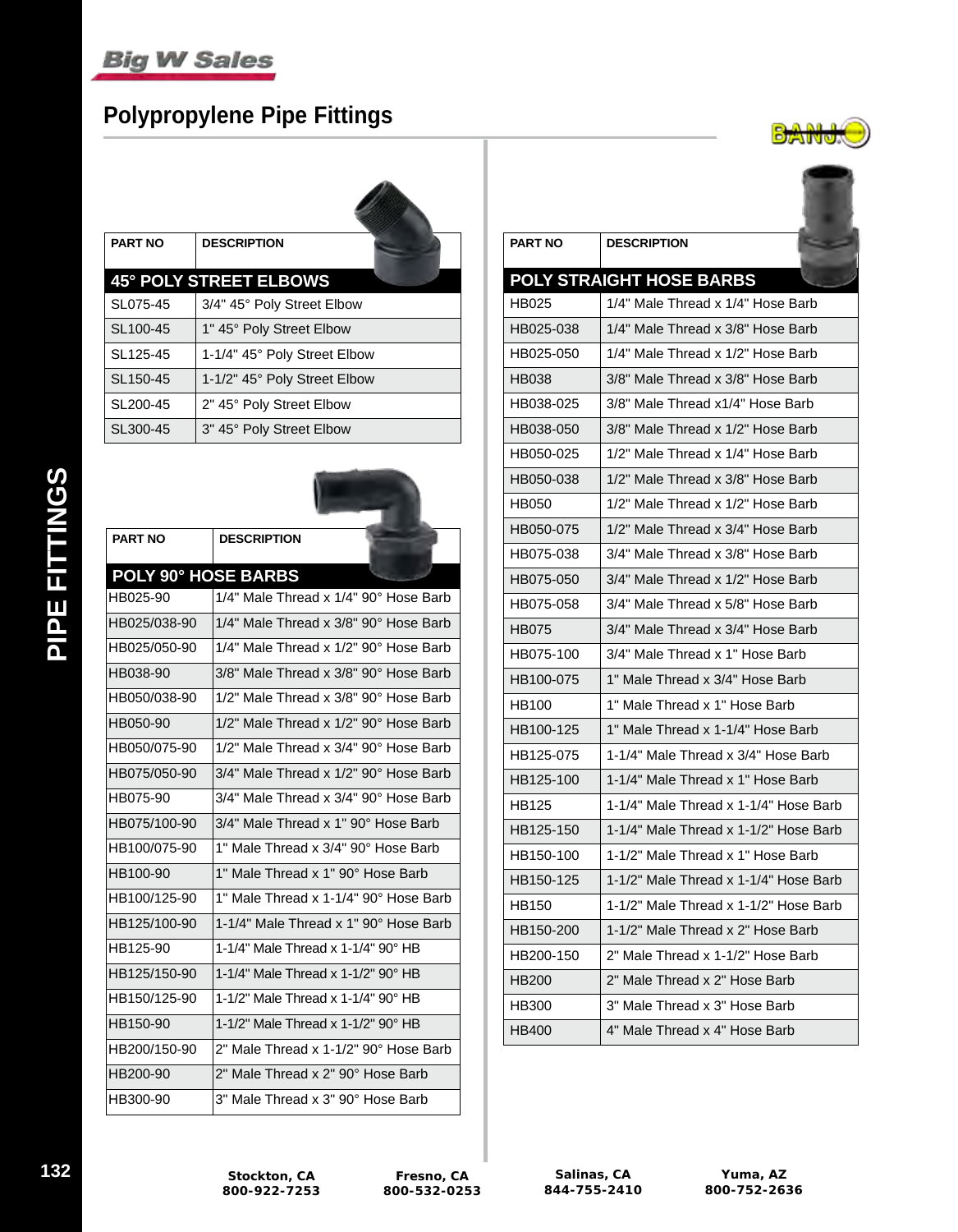# Polypropylene Pipe Fittings

## 45° POLY STREET ELBOWS

| PART NO | DESCRIPTION |
|---|---|
| SL075-45 | 3/4" 45° Poly Street Elbow |
| SL100-45 | 1" 45° Poly Street Elbow |
| SL125-45 | 1-1/4" 45° Poly Street Elbow |
| SL150-45 | 1-1/2" 45° Poly Street Elbow |
| SL200-45 | 2" 45° Poly Street Elbow |
| SL300-45 | 3" 45° Poly Street Elbow |

## POLY 90° HOSE BARBS

| PART NO | DESCRIPTION |
|---|---|
| HB025-90 | 1/4" Male Thread x 1/4" 90° Hose Barb |
| HB025/038-90 | 1/4" Male Thread x 3/8" 90° Hose Barb |
| HB025/050-90 | 1/4" Male Thread x 1/2" 90° Hose Barb |
| HB038-90 | 3/8" Male Thread x 3/8" 90° Hose Barb |
| HB050/038-90 | 1/2" Male Thread x 3/8" 90° Hose Barb |
| HB050-90 | 1/2" Male Thread x 1/2" 90° Hose Barb |
| HB050/075-90 | 1/2" Male Thread x 3/4" 90° Hose Barb |
| HB075/050-90 | 3/4" Male Thread x 1/2" 90° Hose Barb |
| HB075-90 | 3/4" Male Thread x 3/4" 90° Hose Barb |
| HB075/100-90 | 3/4" Male Thread x 1" 90° Hose Barb |
| HB100/075-90 | 1" Male Thread x 3/4" 90° Hose Barb |
| HB100-90 | 1" Male Thread x 1" 90° Hose Barb |
| HB100/125-90 | 1" Male Thread x 1-1/4" 90° Hose Barb |
| HB125/100-90 | 1-1/4" Male Thread x 1" 90° Hose Barb |
| HB125-90 | 1-1/4" Male Thread x 1-1/4" 90° HB |
| HB125/150-90 | 1-1/4" Male Thread x 1-1/2" 90° HB |
| HB150/125-90 | 1-1/2" Male Thread x 1-1/4" 90° HB |
| HB150-90 | 1-1/2" Male Thread x 1-1/2" 90° HB |
| HB200/150-90 | 2" Male Thread x 1-1/2" 90° Hose Barb |
| HB200-90 | 2" Male Thread x 2" 90° Hose Barb |
| HB300-90 | 3" Male Thread x 3" 90° Hose Barb |

## POLY STRAIGHT HOSE BARBS

| PART NO | DESCRIPTION |
|---|---|
| HB025 | 1/4" Male Thread x 1/4" Hose Barb |
| HB025-038 | 1/4" Male Thread x 3/8" Hose Barb |
| HB025-050 | 1/4" Male Thread x 1/2" Hose Barb |
| HB038 | 3/8" Male Thread x 3/8" Hose Barb |
| HB038-025 | 3/8" Male Thread x1/4" Hose Barb |
| HB038-050 | 3/8" Male Thread x 1/2" Hose Barb |
| HB050-025 | 1/2" Male Thread x 1/4" Hose Barb |
| HB050-038 | 1/2" Male Thread x 3/8" Hose Barb |
| HB050 | 1/2" Male Thread x 1/2" Hose Barb |
| HB050-075 | 1/2" Male Thread x 3/4" Hose Barb |
| HB075-038 | 3/4" Male Thread x 3/8" Hose Barb |
| HB075-050 | 3/4" Male Thread x 1/2" Hose Barb |
| HB075-058 | 3/4" Male Thread x 5/8" Hose Barb |
| HB075 | 3/4" Male Thread x 3/4" Hose Barb |
| HB075-100 | 3/4" Male Thread x 1" Hose Barb |
| HB100-075 | 1" Male Thread x 3/4" Hose Barb |
| HB100 | 1" Male Thread x 1" Hose Barb |
| HB100-125 | 1" Male Thread x 1-1/4" Hose Barb |
| HB125-075 | 1-1/4" Male Thread x 3/4" Hose Barb |
| HB125-100 | 1-1/4" Male Thread x 1" Hose Barb |
| HB125 | 1-1/4" Male Thread x 1-1/4" Hose Barb |
| HB125-150 | 1-1/4" Male Thread x 1-1/2" Hose Barb |
| HB150-100 | 1-1/2" Male Thread x 1" Hose Barb |
| HB150-125 | 1-1/2" Male Thread x 1-1/4" Hose Barb |
| HB150 | 1-1/2" Male Thread x 1-1/2" Hose Barb |
| HB150-200 | 1-1/2" Male Thread x 2" Hose Barb |
| HB200-150 | 2" Male Thread x 1-1/2" Hose Barb |
| HB200 | 2" Male Thread x 2" Hose Barb |
| HB300 | 3" Male Thread x 3" Hose Barb |
| HB400 | 4" Male Thread x 4" Hose Barb |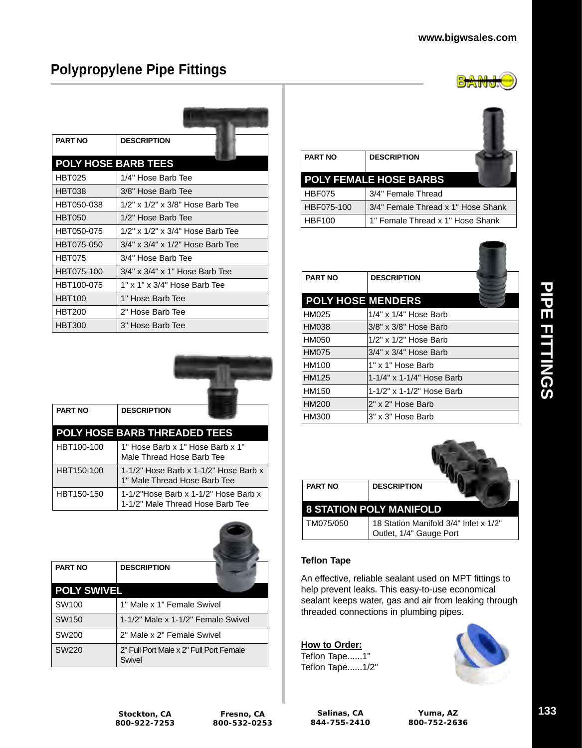# Polypropylene Pipe Fittings

| PART NO | DESCRIPTION |
|---|---|
| **POLY HOSE BARB TEES** | |
| HBT025 | 1/4" Hose Barb Tee |
| HBT038 | 3/8" Hose Barb Tee |
| HBT050-038 | 1/2" x 1/2" x 3/8" Hose Barb Tee |
| HBT050 | 1/2" Hose Barb Tee |
| HBT050-075 | 1/2" x 1/2" x 3/4" Hose Barb Tee |
| HBT075-050 | 3/4" x 3/4" x 1/2" Hose Barb Tee |
| HBT075 | 3/4" Hose Barb Tee |
| HBT075-100 | 3/4" x 3/4" x 1" Hose Barb Tee |
| HBT100-075 | 1" x 1" x 3/4" Hose Barb Tee |
| HBT100 | 1" Hose Barb Tee |
| HBT200 | 2" Hose Barb Tee |
| HBT300 | 3" Hose Barb Tee |

| PART NO | DESCRIPTION |
|---|---|
| **POLY HOSE BARB THREADED TEES** | |
| HBT100-100 | 1" Hose Barb x 1" Hose Barb x 1" Male Thread Hose Barb Tee |
| HBT150-100 | 1-1/2" Hose Barb x 1-1/2" Hose Barb x 1" Male Thread Hose Barb Tee |
| HBT150-150 | 1-1/2"Hose Barb x 1-1/2" Hose Barb x 1-1/2" Male Thread Hose Barb Tee |

| PART NO | DESCRIPTION |
|---|---|
| **POLY SWIVEL** | |
| SW100 | 1" Male x 1" Female Swivel |
| SW150 | 1-1/2" Male x 1-1/2" Female Swivel |
| SW200 | 2" Male x 2" Female Swivel |
| SW220 | 2" Full Port Male x 2" Full Port Female Swivel |

| PART NO | DESCRIPTION |
|---|---|
| **POLY FEMALE HOSE BARBS** | |
| HBF075 | 3/4" Female Thread |
| HBF075-100 | 3/4" Female Thread x 1" Hose Shank |
| HBF100 | 1" Female Thread x 1" Hose Shank |

| PART NO | DESCRIPTION |
|---|---|
| **POLY HOSE MENDERS** | |
| HM025 | 1/4" x 1/4" Hose Barb |
| HM038 | 3/8" x 3/8" Hose Barb |
| HM050 | 1/2" x 1/2" Hose Barb |
| HM075 | 3/4" x 3/4" Hose Barb |
| HM100 | 1" x 1" Hose Barb |
| HM125 | 1-1/4" x 1-1/4" Hose Barb |
| HM150 | 1-1/2" x 1-1/2" Hose Barb |
| HM200 | 2" x 2" Hose Barb |
| HM300 | 3" x 3" Hose Barb |

| PART NO | DESCRIPTION |
|---|---|
| **8 STATION POLY MANIFOLD** | |
| TM075/050 | 18 Station Manifold 3/4" Inlet x 1/2" Outlet, 1/4" Gauge Port |

**Teflon Tape**

An effective, reliable sealant used on MPT fittings to help prevent leaks. This easy-to-use economical sealant keeps water, gas and air from leaking through threaded connections in plumbing pipes.

**How to Order:**
Teflon Tape......1"
Teflon Tape......1/2"

Stockton, CA 800-922-7253 | Fresno, CA 800-532-0253 | Salinas, CA 844-755-2410 | Yuma, AZ 800-752-2636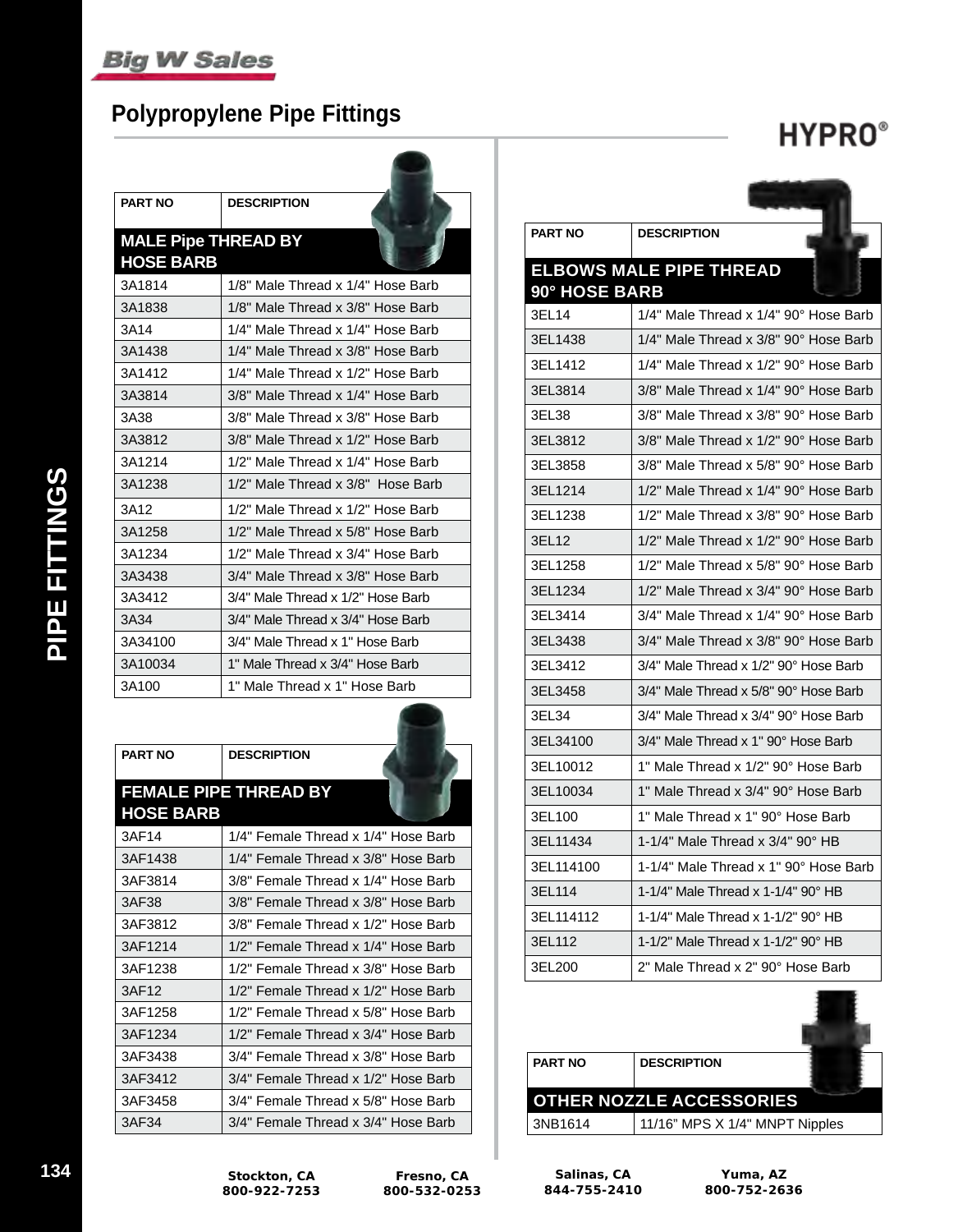# Polypropylene Pipe Fittings

HYPRO®

## MALE Pipe THREAD BY HOSE BARB

| PART NO | DESCRIPTION |
|---|---|
| 3A1814 | 1/8" Male Thread x 1/4" Hose Barb |
| 3A1838 | 1/8" Male Thread x 3/8" Hose Barb |
| 3A14 | 1/4" Male Thread x 1/4" Hose Barb |
| 3A1438 | 1/4" Male Thread x 3/8" Hose Barb |
| 3A1412 | 1/4" Male Thread x 1/2" Hose Barb |
| 3A3814 | 3/8" Male Thread x 1/4" Hose Barb |
| 3A38 | 3/8" Male Thread x 3/8" Hose Barb |
| 3A3812 | 3/8" Male Thread x 1/2" Hose Barb |
| 3A1214 | 1/2" Male Thread x 1/4" Hose Barb |
| 3A1238 | 1/2" Male Thread x 3/8" Hose Barb |
| 3A12 | 1/2" Male Thread x 1/2" Hose Barb |
| 3A1258 | 1/2" Male Thread x 5/8" Hose Barb |
| 3A1234 | 1/2" Male Thread x 3/4" Hose Barb |
| 3A3438 | 3/4" Male Thread x 3/8" Hose Barb |
| 3A3412 | 3/4" Male Thread x 1/2" Hose Barb |
| 3A34 | 3/4" Male Thread x 3/4" Hose Barb |
| 3A34100 | 3/4" Male Thread x 1" Hose Barb |
| 3A10034 | 1" Male Thread x 3/4" Hose Barb |
| 3A100 | 1" Male Thread x 1" Hose Barb |

## FEMALE PIPE THREAD BY HOSE BARB

| PART NO | DESCRIPTION |
|---|---|
| 3AF14 | 1/4" Female Thread x 1/4" Hose Barb |
| 3AF1438 | 1/4" Female Thread x 3/8" Hose Barb |
| 3AF3814 | 3/8" Female Thread x 1/4" Hose Barb |
| 3AF38 | 3/8" Female Thread x 3/8" Hose Barb |
| 3AF3812 | 3/8" Female Thread x 1/2" Hose Barb |
| 3AF1214 | 1/2" Female Thread x 1/4" Hose Barb |
| 3AF1238 | 1/2" Female Thread x 3/8" Hose Barb |
| 3AF12 | 1/2" Female Thread x 1/2" Hose Barb |
| 3AF1258 | 1/2" Female Thread x 5/8" Hose Barb |
| 3AF1234 | 1/2" Female Thread x 3/4" Hose Barb |
| 3AF3438 | 3/4" Female Thread x 3/8" Hose Barb |
| 3AF3412 | 3/4" Female Thread x 1/2" Hose Barb |
| 3AF3458 | 3/4" Female Thread x 5/8" Hose Barb |
| 3AF34 | 3/4" Female Thread x 3/4" Hose Barb |

## ELBOWS MALE PIPE THREAD 90° HOSE BARB

| PART NO | DESCRIPTION |
|---|---|
| 3EL14 | 1/4" Male Thread x 1/4" 90° Hose Barb |
| 3EL1438 | 1/4" Male Thread x 3/8" 90° Hose Barb |
| 3EL1412 | 1/4" Male Thread x 1/2" 90° Hose Barb |
| 3EL3814 | 3/8" Male Thread x 1/4" 90° Hose Barb |
| 3EL38 | 3/8" Male Thread x 3/8" 90° Hose Barb |
| 3EL3812 | 3/8" Male Thread x 1/2" 90° Hose Barb |
| 3EL3858 | 3/8" Male Thread x 5/8" 90° Hose Barb |
| 3EL1214 | 1/2" Male Thread x 1/4" 90° Hose Barb |
| 3EL1238 | 1/2" Male Thread x 3/8" 90° Hose Barb |
| 3EL12 | 1/2" Male Thread x 1/2" 90° Hose Barb |
| 3EL1258 | 1/2" Male Thread x 5/8" 90° Hose Barb |
| 3EL1234 | 1/2" Male Thread x 3/4" 90° Hose Barb |
| 3EL3414 | 3/4" Male Thread x 1/4" 90° Hose Barb |
| 3EL3438 | 3/4" Male Thread x 3/8" 90° Hose Barb |
| 3EL3412 | 3/4" Male Thread x 1/2" 90° Hose Barb |
| 3EL3458 | 3/4" Male Thread x 5/8" 90° Hose Barb |
| 3EL34 | 3/4" Male Thread x 3/4" 90° Hose Barb |
| 3EL34100 | 3/4" Male Thread x 1" 90° Hose Barb |
| 3EL10012 | 1" Male Thread x 1/2" 90° Hose Barb |
| 3EL10034 | 1" Male Thread x 3/4" 90° Hose Barb |
| 3EL100 | 1" Male Thread x 1" 90° Hose Barb |
| 3EL11434 | 1-1/4" Male Thread x 3/4" 90° HB |
| 3EL114100 | 1-1/4" Male Thread x 1" 90° Hose Barb |
| 3EL114 | 1-1/4" Male Thread x 1-1/4" 90° HB |
| 3EL114112 | 1-1/4" Male Thread x 1-1/2" 90° HB |
| 3EL112 | 1-1/2" Male Thread x 1-1/2" 90° HB |
| 3EL200 | 2" Male Thread x 2" 90° Hose Barb |

## OTHER NOZZLE ACCESSORIES

| PART NO | DESCRIPTION |
|---|---|
| 3NB1614 | 11/16" MPS X 1/4" MNPT Nipples |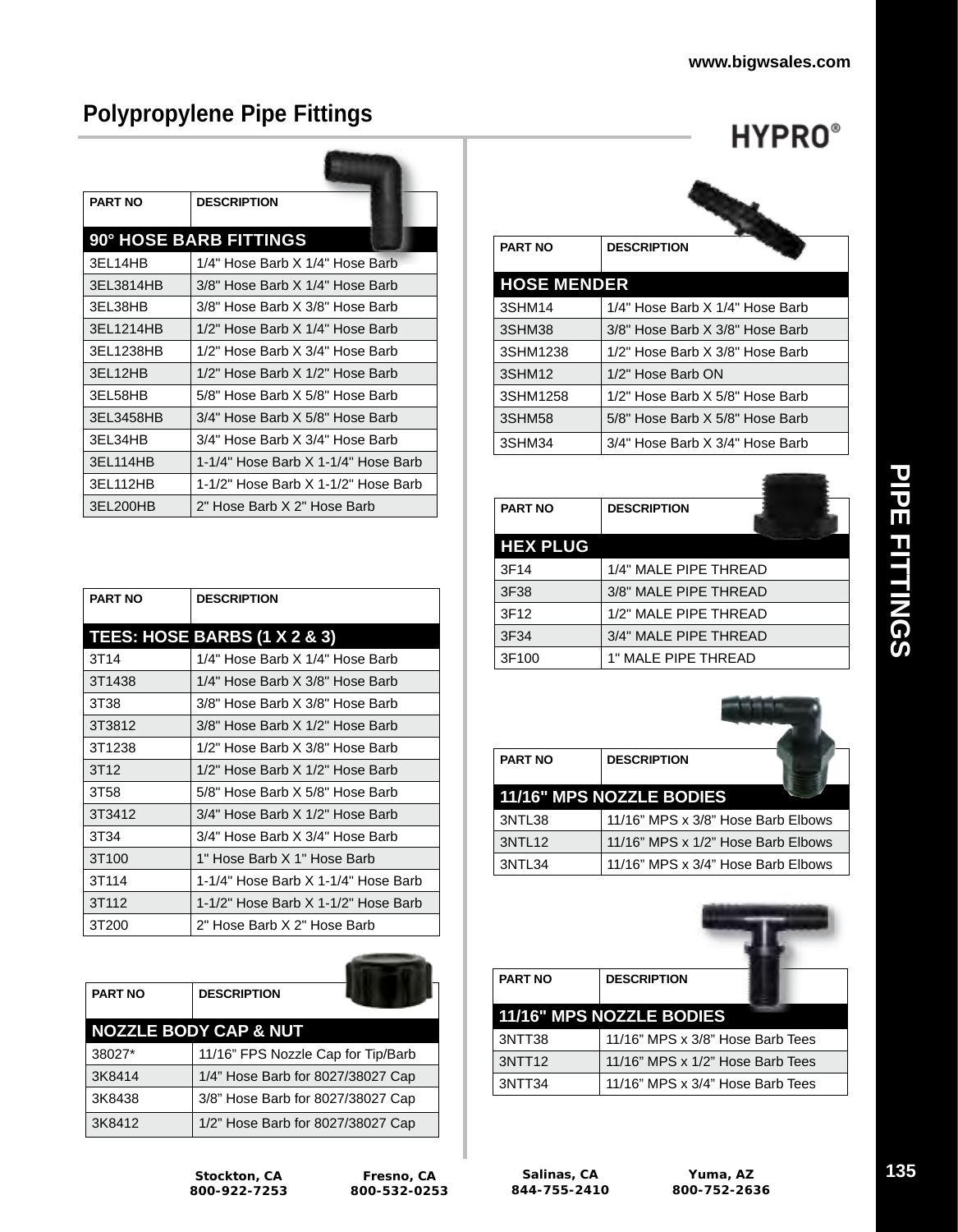# Polypropylene Pipe Fittings

HYPRO®

| PART NO | DESCRIPTION |
|---|---|
| **90° HOSE BARB FITTINGS** | |
| 3EL14HB | 1/4" Hose Barb X 1/4" Hose Barb |
| 3EL3814HB | 3/8" Hose Barb X 1/4" Hose Barb |
| 3EL38HB | 3/8" Hose Barb X 3/8" Hose Barb |
| 3EL1214HB | 1/2" Hose Barb X 1/4" Hose Barb |
| 3EL1238HB | 1/2" Hose Barb X 3/4" Hose Barb |
| 3EL12HB | 1/2" Hose Barb X 1/2" Hose Barb |
| 3EL58HB | 5/8" Hose Barb X 5/8" Hose Barb |
| 3EL3458HB | 3/4" Hose Barb X 5/8" Hose Barb |
| 3EL34HB | 3/4" Hose Barb X 3/4" Hose Barb |
| 3EL114HB | 1-1/4" Hose Barb X 1-1/4" Hose Barb |
| 3EL112HB | 1-1/2" Hose Barb X 1-1/2" Hose Barb |
| 3EL200HB | 2" Hose Barb X 2" Hose Barb |

| PART NO | DESCRIPTION |
|---|---|
| **TEES: HOSE BARBS (1 X 2 & 3)** | |
| 3T14 | 1/4" Hose Barb X 1/4" Hose Barb |
| 3T1438 | 1/4" Hose Barb X 3/8" Hose Barb |
| 3T38 | 3/8" Hose Barb X 3/8" Hose Barb |
| 3T3812 | 3/8" Hose Barb X 1/2" Hose Barb |
| 3T1238 | 1/2" Hose Barb X 3/8" Hose Barb |
| 3T12 | 1/2" Hose Barb X 1/2" Hose Barb |
| 3T58 | 5/8" Hose Barb X 5/8" Hose Barb |
| 3T3412 | 3/4" Hose Barb X 1/2" Hose Barb |
| 3T34 | 3/4" Hose Barb X 3/4" Hose Barb |
| 3T100 | 1" Hose Barb X 1" Hose Barb |
| 3T114 | 1-1/4" Hose Barb X 1-1/4" Hose Barb |
| 3T112 | 1-1/2" Hose Barb X 1-1/2" Hose Barb |
| 3T200 | 2" Hose Barb X 2" Hose Barb |

| PART NO | DESCRIPTION |
|---|---|
| **NOZZLE BODY CAP & NUT** | |
| 38027* | 11/16" FPS Nozzle Cap for Tip/Barb |
| 3K8414 | 1/4" Hose Barb for 8027/38027 Cap |
| 3K8438 | 3/8" Hose Barb for 8027/38027 Cap |
| 3K8412 | 1/2" Hose Barb for 8027/38027 Cap |

| PART NO | DESCRIPTION |
|---|---|
| **HOSE MENDER** | |
| 3SHM14 | 1/4" Hose Barb X 1/4" Hose Barb |
| 3SHM38 | 3/8" Hose Barb X 3/8" Hose Barb |
| 3SHM1238 | 1/2" Hose Barb X 3/8" Hose Barb |
| 3SHM12 | 1/2" Hose Barb ON |
| 3SHM1258 | 1/2" Hose Barb X 5/8" Hose Barb |
| 3SHM58 | 5/8" Hose Barb X 5/8" Hose Barb |
| 3SHM34 | 3/4" Hose Barb X 3/4" Hose Barb |

| PART NO | DESCRIPTION |
|---|---|
| **HEX PLUG** | |
| 3F14 | 1/4" MALE PIPE THREAD |
| 3F38 | 3/8" MALE PIPE THREAD |
| 3F12 | 1/2" MALE PIPE THREAD |
| 3F34 | 3/4" MALE PIPE THREAD |
| 3F100 | 1" MALE PIPE THREAD |

| PART NO | DESCRIPTION |
|---|---|
| **11/16" MPS NOZZLE BODIES** | |
| 3NTL38 | 11/16" MPS x 3/8" Hose Barb Elbows |
| 3NTL12 | 11/16" MPS x 1/2" Hose Barb Elbows |
| 3NTL34 | 11/16" MPS x 3/4" Hose Barb Elbows |

| PART NO | DESCRIPTION |
|---|---|
| **11/16" MPS NOZZLE BODIES** | |
| 3NTT38 | 11/16" MPS x 3/8" Hose Barb Tees |
| 3NTT12 | 11/16" MPS x 1/2" Hose Barb Tees |
| 3NTT34 | 11/16" MPS x 3/4" Hose Barb Tees |

PIPE FITTINGS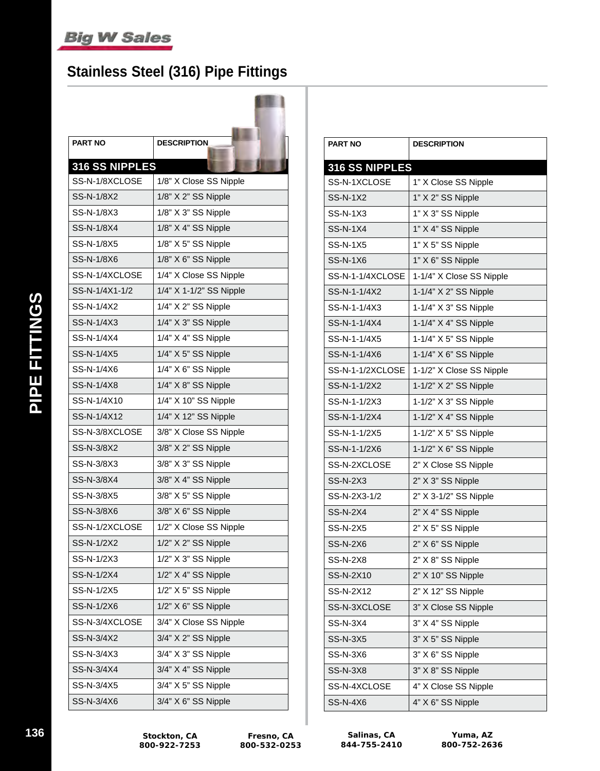# Stainless Steel (316) Pipe Fittings

| PART NO | DESCRIPTION |
|---|---|
| **316 SS NIPPLES** | |
| SS-N-1/8XCLOSE | 1/8" X Close SS Nipple |
| SS-N-1/8X2 | 1/8" X 2" SS Nipple |
| SS-N-1/8X3 | 1/8" X 3" SS Nipple |
| SS-N-1/8X4 | 1/8" X 4" SS Nipple |
| SS-N-1/8X5 | 1/8" X 5" SS Nipple |
| SS-N-1/8X6 | 1/8" X 6" SS Nipple |
| SS-N-1/4XCLOSE | 1/4" X Close SS Nipple |
| SS-N-1/4X1-1/2 | 1/4" X 1-1/2" SS Nipple |
| SS-N-1/4X2 | 1/4" X 2" SS Nipple |
| SS-N-1/4X3 | 1/4" X 3" SS Nipple |
| SS-N-1/4X4 | 1/4" X 4" SS Nipple |
| SS-N-1/4X5 | 1/4" X 5" SS Nipple |
| SS-N-1/4X6 | 1/4" X 6" SS Nipple |
| SS-N-1/4X8 | 1/4" X 8" SS Nipple |
| SS-N-1/4X10 | 1/4" X 10" SS Nipple |
| SS-N-1/4X12 | 1/4" X 12" SS Nipple |
| SS-N-3/8XCLOSE | 3/8" X Close SS Nipple |
| SS-N-3/8X2 | 3/8" X 2" SS Nipple |
| SS-N-3/8X3 | 3/8" X 3" SS Nipple |
| SS-N-3/8X4 | 3/8" X 4" SS Nipple |
| SS-N-3/8X5 | 3/8" X 5" SS Nipple |
| SS-N-3/8X6 | 3/8" X 6" SS Nipple |
| SS-N-1/2XCLOSE | 1/2" X Close SS Nipple |
| SS-N-1/2X2 | 1/2" X 2" SS Nipple |
| SS-N-1/2X3 | 1/2" X 3" SS Nipple |
| SS-N-1/2X4 | 1/2" X 4" SS Nipple |
| SS-N-1/2X5 | 1/2" X 5" SS Nipple |
| SS-N-1/2X6 | 1/2" X 6" SS Nipple |
| SS-N-3/4XCLOSE | 3/4" X Close SS Nipple |
| SS-N-3/4X2 | 3/4" X 2" SS Nipple |
| SS-N-3/4X3 | 3/4" X 3" SS Nipple |
| SS-N-3/4X4 | 3/4" X 4" SS Nipple |
| SS-N-3/4X5 | 3/4" X 5" SS Nipple |
| SS-N-3/4X6 | 3/4" X 6" SS Nipple |

| PART NO | DESCRIPTION |
|---|---|
| **316 SS NIPPLES** | |
| SS-N-1XCLOSE | 1" X Close SS Nipple |
| SS-N-1X2 | 1" X 2" SS Nipple |
| SS-N-1X3 | 1" X 3" SS Nipple |
| SS-N-1X4 | 1" X 4" SS Nipple |
| SS-N-1X5 | 1" X 5" SS Nipple |
| SS-N-1X6 | 1" X 6" SS Nipple |
| SS-N-1-1/4XCLOSE | 1-1/4" X Close SS Nipple |
| SS-N-1-1/4X2 | 1-1/4" X 2" SS Nipple |
| SS-N-1-1/4X3 | 1-1/4" X 3" SS Nipple |
| SS-N-1-1/4X4 | 1-1/4" X 4" SS Nipple |
| SS-N-1-1/4X5 | 1-1/4" X 5" SS Nipple |
| SS-N-1-1/4X6 | 1-1/4" X 6" SS Nipple |
| SS-N-1-1/2XCLOSE | 1-1/2" X Close SS Nipple |
| SS-N-1-1/2X2 | 1-1/2" X 2" SS Nipple |
| SS-N-1-1/2X3 | 1-1/2" X 3" SS Nipple |
| SS-N-1-1/2X4 | 1-1/2" X 4" SS Nipple |
| SS-N-1-1/2X5 | 1-1/2" X 5" SS Nipple |
| SS-N-1-1/2X6 | 1-1/2" X 6" SS Nipple |
| SS-N-2XCLOSE | 2" X Close SS Nipple |
| SS-N-2X3 | 2" X 3" SS Nipple |
| SS-N-2X3-1/2 | 2" X 3-1/2" SS Nipple |
| SS-N-2X4 | 2" X 4" SS Nipple |
| SS-N-2X5 | 2" X 5" SS Nipple |
| SS-N-2X6 | 2" X 6" SS Nipple |
| SS-N-2X8 | 2" X 8" SS Nipple |
| SS-N-2X10 | 2" X 10" SS Nipple |
| SS-N-2X12 | 2" X 12" SS Nipple |
| SS-N-3XCLOSE | 3" X Close SS Nipple |
| SS-N-3X4 | 3" X 4" SS Nipple |
| SS-N-3X5 | 3" X 5" SS Nipple |
| SS-N-3X6 | 3" X 6" SS Nipple |
| SS-N-3X8 | 3" X 8" SS Nipple |
| SS-N-4XCLOSE | 4" X Close SS Nipple |
| SS-N-4X6 | 4" X 6" SS Nipple |

Stockton, CA 800-922-7253 | Fresno, CA 800-532-0253 | Salinas, CA 844-755-2410 | Yuma, AZ 800-752-2636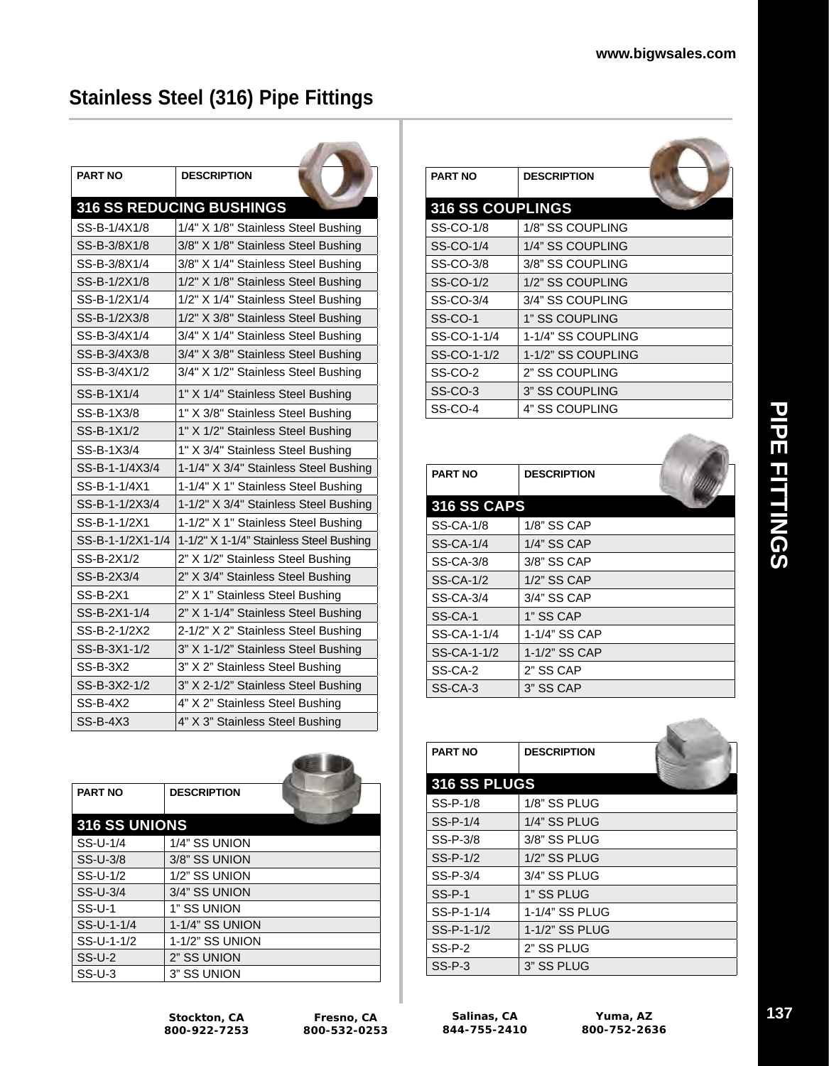# Stainless Steel (316) Pipe Fittings

## 316 SS REDUCING BUSHINGS

| PART NO | DESCRIPTION |
|---|---|
| SS-B-1/4X1/8 | 1/4" X 1/8" Stainless Steel Bushing |
| SS-B-3/8X1/8 | 3/8" X 1/8" Stainless Steel Bushing |
| SS-B-3/8X1/4 | 3/8" X 1/4" Stainless Steel Bushing |
| SS-B-1/2X1/8 | 1/2" X 1/8" Stainless Steel Bushing |
| SS-B-1/2X1/4 | 1/2" X 1/4" Stainless Steel Bushing |
| SS-B-1/2X3/8 | 1/2" X 3/8" Stainless Steel Bushing |
| SS-B-3/4X1/4 | 3/4" X 1/4" Stainless Steel Bushing |
| SS-B-3/4X3/8 | 3/4" X 3/8" Stainless Steel Bushing |
| SS-B-3/4X1/2 | 3/4" X 1/2" Stainless Steel Bushing |
| SS-B-1X1/4 | 1" X 1/4" Stainless Steel Bushing |
| SS-B-1X3/8 | 1" X 3/8" Stainless Steel Bushing |
| SS-B-1X1/2 | 1" X 1/2" Stainless Steel Bushing |
| SS-B-1X3/4 | 1" X 3/4" Stainless Steel Bushing |
| SS-B-1-1/4X3/4 | 1-1/4" X 3/4" Stainless Steel Bushing |
| SS-B-1-1/4X1 | 1-1/4" X 1" Stainless Steel Bushing |
| SS-B-1-1/2X3/4 | 1-1/2" X 3/4" Stainless Steel Bushing |
| SS-B-1-1/2X1 | 1-1/2" X 1" Stainless Steel Bushing |
| SS-B-1-1/2X1-1/4 | 1-1/2" X 1-1/4" Stainless Steel Bushing |
| SS-B-2X1/2 | 2" X 1/2" Stainless Steel Bushing |
| SS-B-2X3/4 | 2" X 3/4" Stainless Steel Bushing |
| SS-B-2X1 | 2" X 1" Stainless Steel Bushing |
| SS-B-2X1-1/4 | 2" X 1-1/4" Stainless Steel Bushing |
| SS-B-2-1/2X2 | 2-1/2" X 2" Stainless Steel Bushing |
| SS-B-3X1-1/2 | 3" X 1-1/2" Stainless Steel Bushing |
| SS-B-3X2 | 3" X 2" Stainless Steel Bushing |
| SS-B-3X2-1/2 | 3" X 2-1/2" Stainless Steel Bushing |
| SS-B-4X2 | 4" X 2" Stainless Steel Bushing |
| SS-B-4X3 | 4" X 3" Stainless Steel Bushing |

## 316 SS UNIONS

| PART NO | DESCRIPTION |
|---|---|
| SS-U-1/4 | 1/4" SS UNION |
| SS-U-3/8 | 3/8" SS UNION |
| SS-U-1/2 | 1/2" SS UNION |
| SS-U-3/4 | 3/4" SS UNION |
| SS-U-1 | 1" SS UNION |
| SS-U-1-1/4 | 1-1/4" SS UNION |
| SS-U-1-1/2 | 1-1/2" SS UNION |
| SS-U-2 | 2" SS UNION |
| SS-U-3 | 3" SS UNION |

## 316 SS COUPLINGS

| PART NO | DESCRIPTION |
|---|---|
| SS-CO-1/8 | 1/8" SS COUPLING |
| SS-CO-1/4 | 1/4" SS COUPLING |
| SS-CO-3/8 | 3/8" SS COUPLING |
| SS-CO-1/2 | 1/2" SS COUPLING |
| SS-CO-3/4 | 3/4" SS COUPLING |
| SS-CO-1 | 1" SS COUPLING |
| SS-CO-1-1/4 | 1-1/4" SS COUPLING |
| SS-CO-1-1/2 | 1-1/2" SS COUPLING |
| SS-CO-2 | 2" SS COUPLING |
| SS-CO-3 | 3" SS COUPLING |
| SS-CO-4 | 4" SS COUPLING |

## 316 SS CAPS

| PART NO | DESCRIPTION |
|---|---|
| SS-CA-1/8 | 1/8" SS CAP |
| SS-CA-1/4 | 1/4" SS CAP |
| SS-CA-3/8 | 3/8" SS CAP |
| SS-CA-1/2 | 1/2" SS CAP |
| SS-CA-3/4 | 3/4" SS CAP |
| SS-CA-1 | 1" SS CAP |
| SS-CA-1-1/4 | 1-1/4" SS CAP |
| SS-CA-1-1/2 | 1-1/2" SS CAP |
| SS-CA-2 | 2" SS CAP |
| SS-CA-3 | 3" SS CAP |

## 316 SS PLUGS

| PART NO | DESCRIPTION |
|---|---|
| SS-P-1/8 | 1/8" SS PLUG |
| SS-P-1/4 | 1/4" SS PLUG |
| SS-P-3/8 | 3/8" SS PLUG |
| SS-P-1/2 | 1/2" SS PLUG |
| SS-P-3/4 | 3/4" SS PLUG |
| SS-P-1 | 1" SS PLUG |
| SS-P-1-1/4 | 1-1/4" SS PLUG |
| SS-P-1-1/2 | 1-1/2" SS PLUG |
| SS-P-2 | 2" SS PLUG |
| SS-P-3 | 3" SS PLUG |

Stockton, CA 800-922-7253 | Fresno, CA 800-532-0253 | Salinas, CA 844-755-2410 | Yuma, AZ 800-752-2636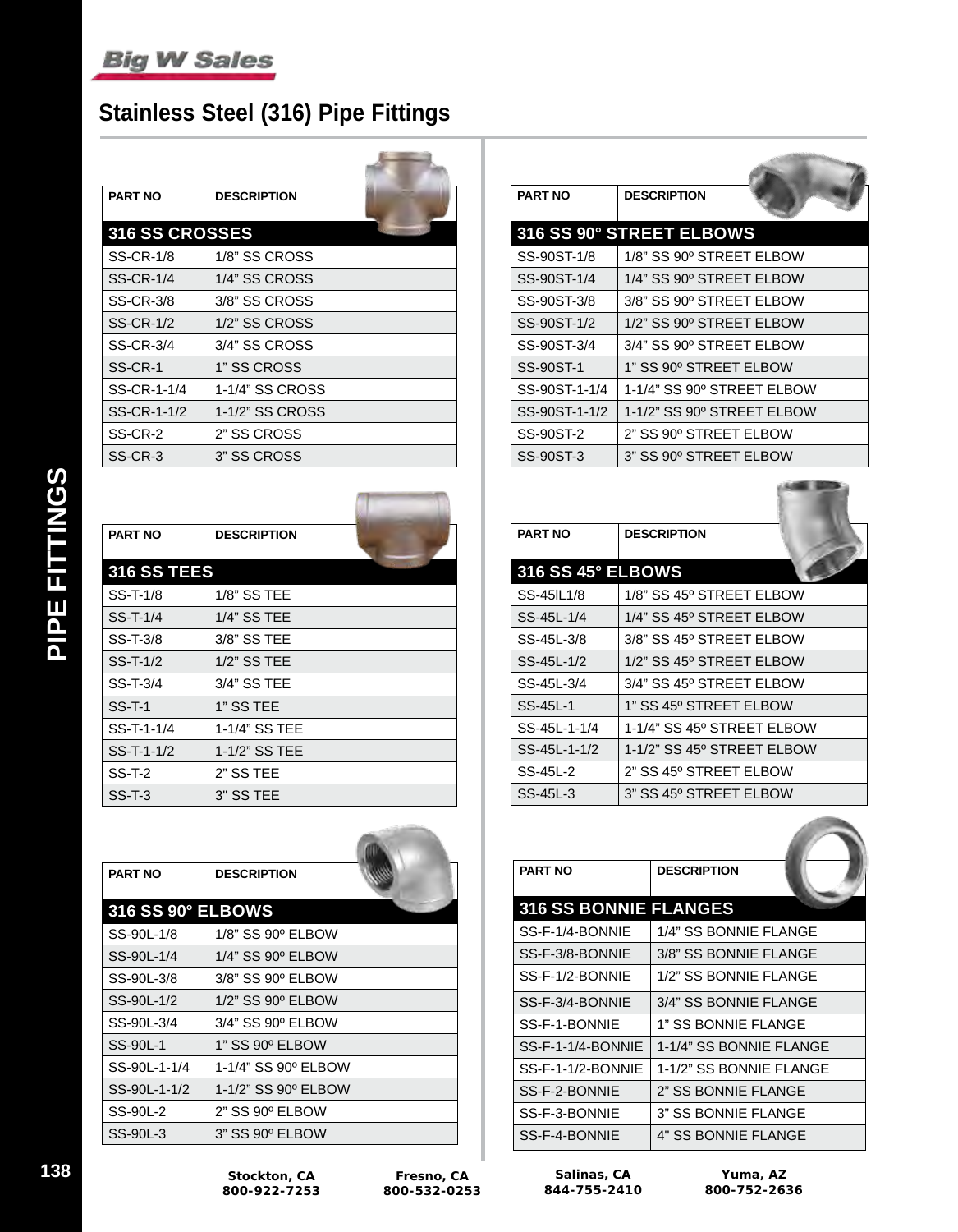## Stainless Steel (316) Pipe Fittings

| PART NO | DESCRIPTION |
|---|---|
| **316 SS CROSSES** | |
| SS-CR-1/8 | 1/8" SS CROSS |
| SS-CR-1/4 | 1/4" SS CROSS |
| SS-CR-3/8 | 3/8" SS CROSS |
| SS-CR-1/2 | 1/2" SS CROSS |
| SS-CR-3/4 | 3/4" SS CROSS |
| SS-CR-1 | 1" SS CROSS |
| SS-CR-1-1/4 | 1-1/4" SS CROSS |
| SS-CR-1-1/2 | 1-1/2" SS CROSS |
| SS-CR-2 | 2" SS CROSS |
| SS-CR-3 | 3" SS CROSS |

| PART NO | DESCRIPTION |
|---|---|
| **316 SS TEES** | |
| SS-T-1/8 | 1/8" SS TEE |
| SS-T-1/4 | 1/4" SS TEE |
| SS-T-3/8 | 3/8" SS TEE |
| SS-T-1/2 | 1/2" SS TEE |
| SS-T-3/4 | 3/4" SS TEE |
| SS-T-1 | 1" SS TEE |
| SS-T-1-1/4 | 1-1/4" SS TEE |
| SS-T-1-1/2 | 1-1/2" SS TEE |
| SS-T-2 | 2" SS TEE |
| SS-T-3 | 3" SS TEE |

| PART NO | DESCRIPTION |
|---|---|
| **316 SS 90° ELBOWS** | |
| SS-90L-1/8 | 1/8" SS 90º ELBOW |
| SS-90L-1/4 | 1/4" SS 90º ELBOW |
| SS-90L-3/8 | 3/8" SS 90º ELBOW |
| SS-90L-1/2 | 1/2" SS 90º ELBOW |
| SS-90L-3/4 | 3/4" SS 90º ELBOW |
| SS-90L-1 | 1" SS 90º ELBOW |
| SS-90L-1-1/4 | 1-1/4" SS 90º ELBOW |
| SS-90L-1-1/2 | 1-1/2" SS 90º ELBOW |
| SS-90L-2 | 2" SS 90º ELBOW |
| SS-90L-3 | 3" SS 90º ELBOW |

| PART NO | DESCRIPTION |
|---|---|
| **316 SS 90° STREET ELBOWS** | |
| SS-90ST-1/8 | 1/8" SS 90º STREET ELBOW |
| SS-90ST-1/4 | 1/4" SS 90º STREET ELBOW |
| SS-90ST-3/8 | 3/8" SS 90º STREET ELBOW |
| SS-90ST-1/2 | 1/2" SS 90º STREET ELBOW |
| SS-90ST-3/4 | 3/4" SS 90º STREET ELBOW |
| SS-90ST-1 | 1" SS 90º STREET ELBOW |
| SS-90ST-1-1/4 | 1-1/4" SS 90º STREET ELBOW |
| SS-90ST-1-1/2 | 1-1/2" SS 90º STREET ELBOW |
| SS-90ST-2 | 2" SS 90º STREET ELBOW |
| SS-90ST-3 | 3" SS 90º STREET ELBOW |

| PART NO | DESCRIPTION |
|---|---|
| **316 SS 45° ELBOWS** | |
| SS-45lL1/8 | 1/8" SS 45º STREET ELBOW |
| SS-45L-1/4 | 1/4" SS 45º STREET ELBOW |
| SS-45L-3/8 | 3/8" SS 45º STREET ELBOW |
| SS-45L-1/2 | 1/2" SS 45º STREET ELBOW |
| SS-45L-3/4 | 3/4" SS 45º STREET ELBOW |
| SS-45L-1 | 1" SS 45º STREET ELBOW |
| SS-45L-1-1/4 | 1-1/4" SS 45º STREET ELBOW |
| SS-45L-1-1/2 | 1-1/2" SS 45º STREET ELBOW |
| SS-45L-2 | 2" SS 45º STREET ELBOW |
| SS-45L-3 | 3" SS 45º STREET ELBOW |

| PART NO | DESCRIPTION |
|---|---|
| **316 SS BONNIE FLANGES** | |
| SS-F-1/4-BONNIE | 1/4" SS BONNIE FLANGE |
| SS-F-3/8-BONNIE | 3/8" SS BONNIE FLANGE |
| SS-F-1/2-BONNIE | 1/2" SS BONNIE FLANGE |
| SS-F-3/4-BONNIE | 3/4" SS BONNIE FLANGE |
| SS-F-1-BONNIE | 1" SS BONNIE FLANGE |
| SS-F-1-1/4-BONNIE | 1-1/4" SS BONNIE FLANGE |
| SS-F-1-1/2-BONNIE | 1-1/2" SS BONNIE FLANGE |
| SS-F-2-BONNIE | 2" SS BONNIE FLANGE |
| SS-F-3-BONNIE | 3" SS BONNIE FLANGE |
| SS-F-4-BONNIE | 4" SS BONNIE FLANGE |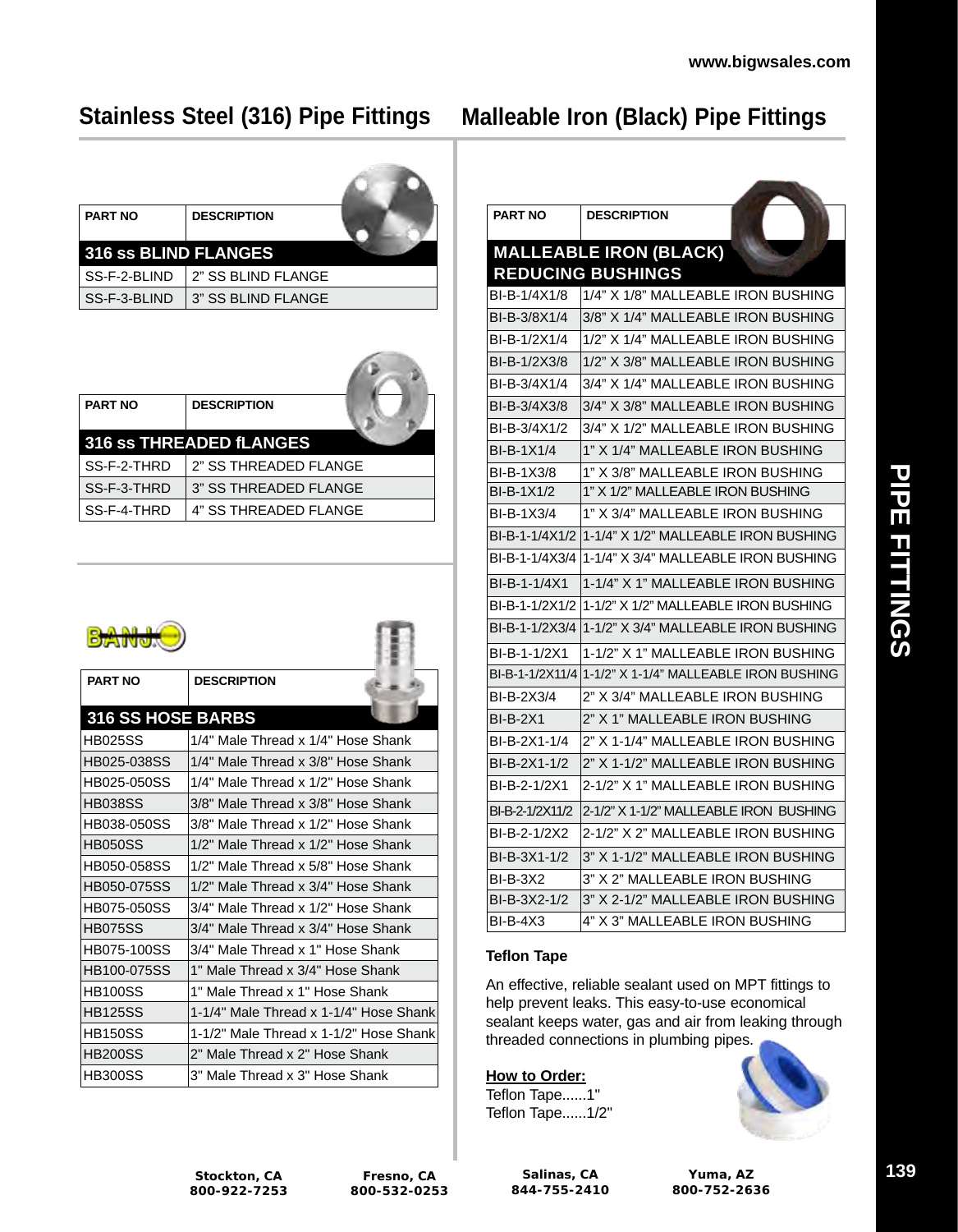## Stainless Steel (316) Pipe Fittings

| PART NO | DESCRIPTION |
|---|---|
| **316 ss BLIND FLANGES** | |
| SS-F-2-BLIND | 2" SS BLIND FLANGE |
| SS-F-3-BLIND | 3" SS BLIND FLANGE |

| PART NO | DESCRIPTION |
|---|---|
| **316 ss THREADED fLANGES** | |
| SS-F-2-THRD | 2" SS THREADED FLANGE |
| SS-F-3-THRD | 3" SS THREADED FLANGE |
| SS-F-4-THRD | 4" SS THREADED FLANGE |

BANJO

| PART NO | DESCRIPTION |
|---|---|
| **316 SS HOSE BARBS** | |
| HB025SS | 1/4" Male Thread x 1/4" Hose Shank |
| HB025-038SS | 1/4" Male Thread x 3/8" Hose Shank |
| HB025-050SS | 1/4" Male Thread x 1/2" Hose Shank |
| HB038SS | 3/8" Male Thread x 3/8" Hose Shank |
| HB038-050SS | 3/8" Male Thread x 1/2" Hose Shank |
| HB050SS | 1/2" Male Thread x 1/2" Hose Shank |
| HB050-058SS | 1/2" Male Thread x 5/8" Hose Shank |
| HB050-075SS | 1/2" Male Thread x 3/4" Hose Shank |
| HB075-050SS | 3/4" Male Thread x 1/2" Hose Shank |
| HB075SS | 3/4" Male Thread x 3/4" Hose Shank |
| HB075-100SS | 3/4" Male Thread x 1" Hose Shank |
| HB100-075SS | 1" Male Thread x 3/4" Hose Shank |
| HB100SS | 1" Male Thread x 1" Hose Shank |
| HB125SS | 1-1/4" Male Thread x 1-1/4" Hose Shank |
| HB150SS | 1-1/2" Male Thread x 1-1/2" Hose Shank |
| HB200SS | 2" Male Thread x 2" Hose Shank |
| HB300SS | 3" Male Thread x 3" Hose Shank |

## Malleable Iron (Black) Pipe Fittings

| PART NO | DESCRIPTION |
|---|---|
| **MALLEABLE IRON (BLACK) REDUCING BUSHINGS** | |
| BI-B-1/4X1/8 | 1/4" X 1/8" MALLEABLE IRON BUSHING |
| BI-B-3/8X1/4 | 3/8" X 1/4" MALLEABLE IRON BUSHING |
| BI-B-1/2X1/4 | 1/2" X 1/4" MALLEABLE IRON BUSHING |
| BI-B-1/2X3/8 | 1/2" X 3/8" MALLEABLE IRON BUSHING |
| BI-B-3/4X1/4 | 3/4" X 1/4" MALLEABLE IRON BUSHING |
| BI-B-3/4X3/8 | 3/4" X 3/8" MALLEABLE IRON BUSHING |
| BI-B-3/4X1/2 | 3/4" X 1/2" MALLEABLE IRON BUSHING |
| BI-B-1X1/4 | 1" X 1/4" MALLEABLE IRON BUSHING |
| BI-B-1X3/8 | 1" X 3/8" MALLEABLE IRON BUSHING |
| BI-B-1X1/2 | 1" X 1/2" MALLEABLE IRON BUSHING |
| BI-B-1X3/4 | 1" X 3/4" MALLEABLE IRON BUSHING |
| BI-B-1-1/4X1/2 | 1-1/4" X 1/2" MALLEABLE IRON BUSHING |
| BI-B-1-1/4X3/4 | 1-1/4" X 3/4" MALLEABLE IRON BUSHING |
| BI-B-1-1/4X1 | 1-1/4" X 1" MALLEABLE IRON BUSHING |
| BI-B-1-1/2X1/2 | 1-1/2" X 1/2" MALLEABLE IRON BUSHING |
| BI-B-1-1/2X3/4 | 1-1/2" X 3/4" MALLEABLE IRON BUSHING |
| BI-B-1-1/2X1 | 1-1/2" X 1" MALLEABLE IRON BUSHING |
| BI-B-1-1/2X11/4 | 1-1/2" X 1-1/4" MALLEABLE IRON BUSHING |
| BI-B-2X3/4 | 2" X 3/4" MALLEABLE IRON BUSHING |
| BI-B-2X1 | 2" X 1" MALLEABLE IRON BUSHING |
| BI-B-2X1-1/4 | 2" X 1-1/4" MALLEABLE IRON BUSHING |
| BI-B-2X1-1/2 | 2" X 1-1/2" MALLEABLE IRON BUSHING |
| BI-B-2-1/2X1 | 2-1/2" X 1" MALLEABLE IRON BUSHING |
| BI-B-2-1/2X11/2 | 2-1/2" X 1-1/2" MALLEABLE IRON BUSHING |
| BI-B-2-1/2X2 | 2-1/2" X 2" MALLEABLE IRON BUSHING |
| BI-B-3X1-1/2 | 3" X 1-1/2" MALLEABLE IRON BUSHING |
| BI-B-3X2 | 3" X 2" MALLEABLE IRON BUSHING |
| BI-B-3X2-1/2 | 3" X 2-1/2" MALLEABLE IRON BUSHING |
| BI-B-4X3 | 4" X 3" MALLEABLE IRON BUSHING |

### Teflon Tape

An effective, reliable sealant used on MPT fittings to help prevent leaks. This easy-to-use economical sealant keeps water, gas and air from leaking through threaded connections in plumbing pipes.

**How to Order:**
Teflon Tape......1"
Teflon Tape......1/2"

**PIPE FITTINGS**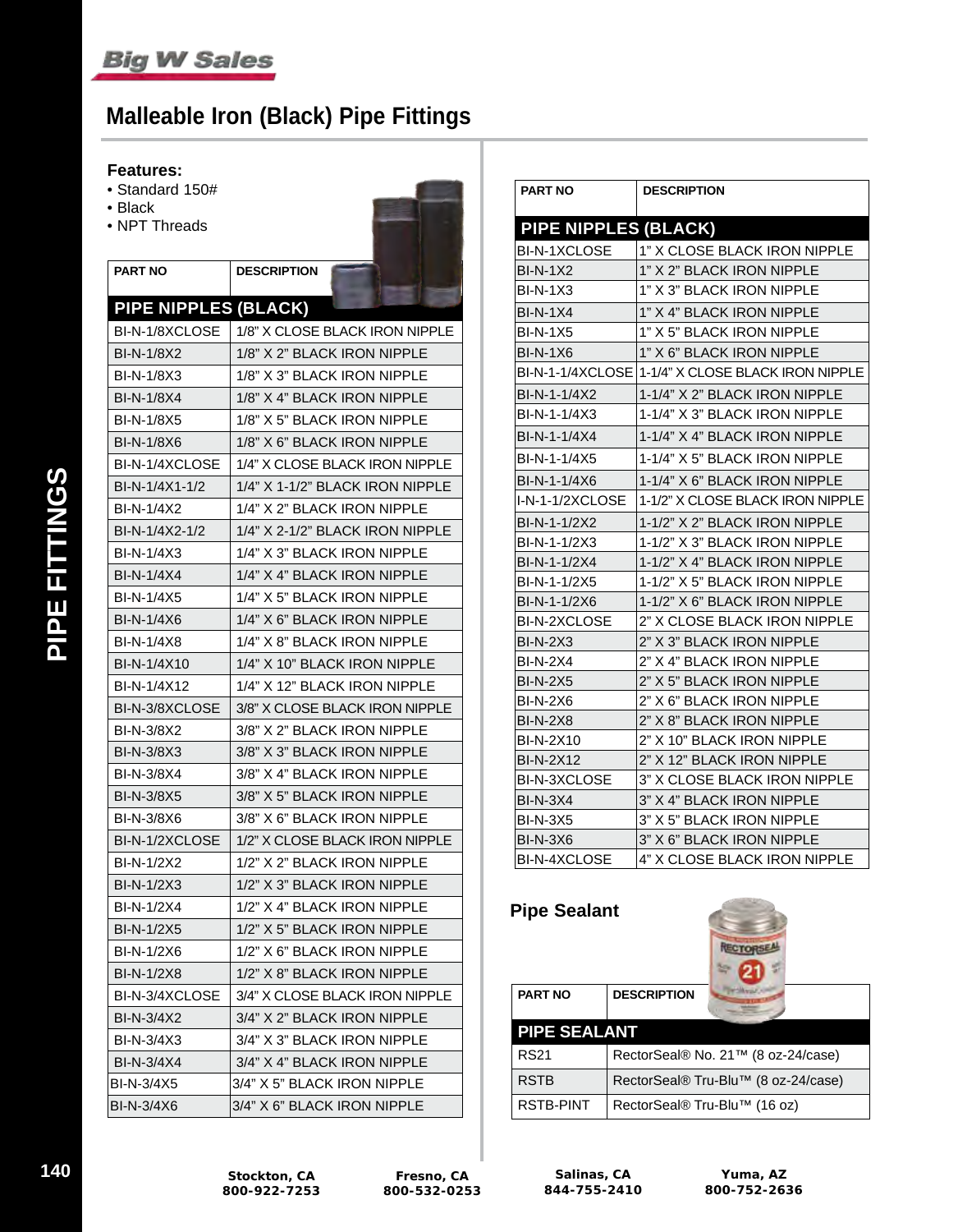## Malleable Iron (Black) Pipe Fittings

**Features:**
- Standard 150#
- Black
- NPT Threads

| PART NO | DESCRIPTION |
|---|---|
| **PIPE NIPPLES (BLACK)** | |
| BI-N-1/8XCLOSE | 1/8" X CLOSE BLACK IRON NIPPLE |
| BI-N-1/8X2 | 1/8" X 2" BLACK IRON NIPPLE |
| BI-N-1/8X3 | 1/8" X 3" BLACK IRON NIPPLE |
| BI-N-1/8X4 | 1/8" X 4" BLACK IRON NIPPLE |
| BI-N-1/8X5 | 1/8" X 5" BLACK IRON NIPPLE |
| BI-N-1/8X6 | 1/8" X 6" BLACK IRON NIPPLE |
| BI-N-1/4XCLOSE | 1/4" X CLOSE BLACK IRON NIPPLE |
| BI-N-1/4X1-1/2 | 1/4" X 1-1/2" BLACK IRON NIPPLE |
| BI-N-1/4X2 | 1/4" X 2" BLACK IRON NIPPLE |
| BI-N-1/4X2-1/2 | 1/4" X 2-1/2" BLACK IRON NIPPLE |
| BI-N-1/4X3 | 1/4" X 3" BLACK IRON NIPPLE |
| BI-N-1/4X4 | 1/4" X 4" BLACK IRON NIPPLE |
| BI-N-1/4X5 | 1/4" X 5" BLACK IRON NIPPLE |
| BI-N-1/4X6 | 1/4" X 6" BLACK IRON NIPPLE |
| BI-N-1/4X8 | 1/4" X 8" BLACK IRON NIPPLE |
| BI-N-1/4X10 | 1/4" X 10" BLACK IRON NIPPLE |
| BI-N-1/4X12 | 1/4" X 12" BLACK IRON NIPPLE |
| BI-N-3/8XCLOSE | 3/8" X CLOSE BLACK IRON NIPPLE |
| BI-N-3/8X2 | 3/8" X 2" BLACK IRON NIPPLE |
| BI-N-3/8X3 | 3/8" X 3" BLACK IRON NIPPLE |
| BI-N-3/8X4 | 3/8" X 4" BLACK IRON NIPPLE |
| BI-N-3/8X5 | 3/8" X 5" BLACK IRON NIPPLE |
| BI-N-3/8X6 | 3/8" X 6" BLACK IRON NIPPLE |
| BI-N-1/2XCLOSE | 1/2" X CLOSE BLACK IRON NIPPLE |
| BI-N-1/2X2 | 1/2" X 2" BLACK IRON NIPPLE |
| BI-N-1/2X3 | 1/2" X 3" BLACK IRON NIPPLE |
| BI-N-1/2X4 | 1/2" X 4" BLACK IRON NIPPLE |
| BI-N-1/2X5 | 1/2" X 5" BLACK IRON NIPPLE |
| BI-N-1/2X6 | 1/2" X 6" BLACK IRON NIPPLE |
| BI-N-1/2X8 | 1/2" X 8" BLACK IRON NIPPLE |
| BI-N-3/4XCLOSE | 3/4" X CLOSE BLACK IRON NIPPLE |
| BI-N-3/4X2 | 3/4" X 2" BLACK IRON NIPPLE |
| BI-N-3/4X3 | 3/4" X 3" BLACK IRON NIPPLE |
| BI-N-3/4X4 | 3/4" X 4" BLACK IRON NIPPLE |
| BI-N-3/4X5 | 3/4" X 5" BLACK IRON NIPPLE |
| BI-N-3/4X6 | 3/4" X 6" BLACK IRON NIPPLE |

| PART NO | DESCRIPTION |
|---|---|
| **PIPE NIPPLES (BLACK)** | |
| BI-N-1XCLOSE | 1" X CLOSE BLACK IRON NIPPLE |
| BI-N-1X2 | 1" X 2" BLACK IRON NIPPLE |
| BI-N-1X3 | 1" X 3" BLACK IRON NIPPLE |
| BI-N-1X4 | 1" X 4" BLACK IRON NIPPLE |
| BI-N-1X5 | 1" X 5" BLACK IRON NIPPLE |
| BI-N-1X6 | 1" X 6" BLACK IRON NIPPLE |
| BI-N-1-1/4XCLOSE | 1-1/4" X CLOSE BLACK IRON NIPPLE |
| BI-N-1-1/4X2 | 1-1/4" X 2" BLACK IRON NIPPLE |
| BI-N-1-1/4X3 | 1-1/4" X 3" BLACK IRON NIPPLE |
| BI-N-1-1/4X4 | 1-1/4" X 4" BLACK IRON NIPPLE |
| BI-N-1-1/4X5 | 1-1/4" X 5" BLACK IRON NIPPLE |
| BI-N-1-1/4X6 | 1-1/4" X 6" BLACK IRON NIPPLE |
| I-N-1-1/2XCLOSE | 1-1/2" X CLOSE BLACK IRON NIPPLE |
| BI-N-1-1/2X2 | 1-1/2" X 2" BLACK IRON NIPPLE |
| BI-N-1-1/2X3 | 1-1/2" X 3" BLACK IRON NIPPLE |
| BI-N-1-1/2X4 | 1-1/2" X 4" BLACK IRON NIPPLE |
| BI-N-1-1/2X5 | 1-1/2" X 5" BLACK IRON NIPPLE |
| BI-N-1-1/2X6 | 1-1/2" X 6" BLACK IRON NIPPLE |
| BI-N-2XCLOSE | 2" X CLOSE BLACK IRON NIPPLE |
| BI-N-2X3 | 2" X 3" BLACK IRON NIPPLE |
| BI-N-2X4 | 2" X 4" BLACK IRON NIPPLE |
| BI-N-2X5 | 2" X 5" BLACK IRON NIPPLE |
| BI-N-2X6 | 2" X 6" BLACK IRON NIPPLE |
| BI-N-2X8 | 2" X 8" BLACK IRON NIPPLE |
| BI-N-2X10 | 2" X 10" BLACK IRON NIPPLE |
| BI-N-2X12 | 2" X 12" BLACK IRON NIPPLE |
| BI-N-3XCLOSE | 3" X CLOSE BLACK IRON NIPPLE |
| BI-N-3X4 | 3" X 4" BLACK IRON NIPPLE |
| BI-N-3X5 | 3" X 5" BLACK IRON NIPPLE |
| BI-N-3X6 | 3" X 6" BLACK IRON NIPPLE |
| BI-N-4XCLOSE | 4" X CLOSE BLACK IRON NIPPLE |

### Pipe Sealant

| PART NO | DESCRIPTION |
|---|---|
| **PIPE SEALANT** | |
| RS21 | RectorSeal® No. 21™ (8 oz-24/case) |
| RSTB | RectorSeal® Tru-Blu™ (8 oz-24/case) |
| RSTB-PINT | RectorSeal® Tru-Blu™ (16 oz) |

Stockton, CA 800-922-7253 | Fresno, CA 800-532-0253 | Salinas, CA 844-755-2410 | Yuma, AZ 800-752-2636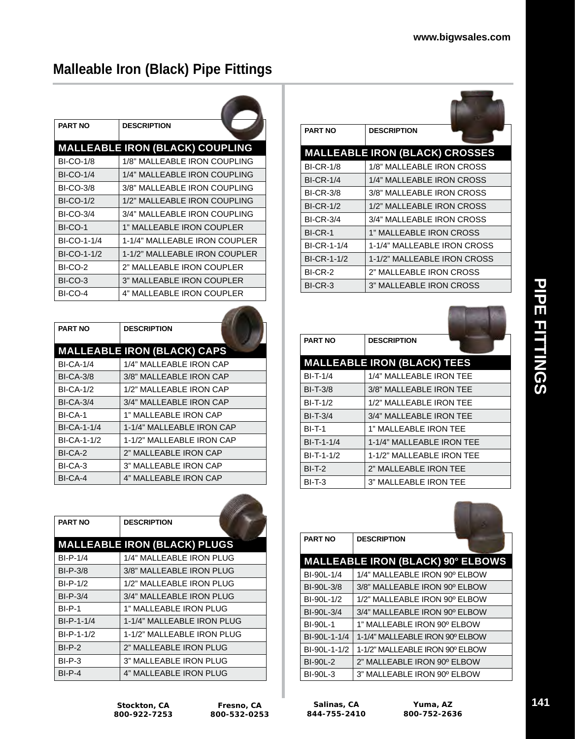# Malleable Iron (Black) Pipe Fittings

## MALLEABLE IRON (BLACK) COUPLING

| PART NO | DESCRIPTION |
|---|---|
| BI-CO-1/8 | 1/8" MALLEABLE IRON COUPLING |
| BI-CO-1/4 | 1/4" MALLEABLE IRON COUPLING |
| BI-CO-3/8 | 3/8" MALLEABLE IRON COUPLING |
| BI-CO-1/2 | 1/2" MALLEABLE IRON COUPLING |
| BI-CO-3/4 | 3/4" MALLEABLE IRON COUPLING |
| BI-CO-1 | 1" MALLEABLE IRON COUPLER |
| BI-CO-1-1/4 | 1-1/4" MALLEABLE IRON COUPLER |
| BI-CO-1-1/2 | 1-1/2" MALLEABLE IRON COUPLER |
| BI-CO-2 | 2" MALLEABLE IRON COUPLER |
| BI-CO-3 | 3" MALLEABLE IRON COUPLER |
| BI-CO-4 | 4" MALLEABLE IRON COUPLER |

## MALLEABLE IRON (BLACK) CAPS

| PART NO | DESCRIPTION |
|---|---|
| BI-CA-1/4 | 1/4" MALLEABLE IRON CAP |
| BI-CA-3/8 | 3/8" MALLEABLE IRON CAP |
| BI-CA-1/2 | 1/2" MALLEABLE IRON CAP |
| BI-CA-3/4 | 3/4" MALLEABLE IRON CAP |
| BI-CA-1 | 1" MALLEABLE IRON CAP |
| BI-CA-1-1/4 | 1-1/4" MALLEABLE IRON CAP |
| BI-CA-1-1/2 | 1-1/2" MALLEABLE IRON CAP |
| BI-CA-2 | 2" MALLEABLE IRON CAP |
| BI-CA-3 | 3" MALLEABLE IRON CAP |
| BI-CA-4 | 4" MALLEABLE IRON CAP |

## MALLEABLE IRON (BLACK) PLUGS

| PART NO | DESCRIPTION |
|---|---|
| BI-P-1/4 | 1/4" MALLEABLE IRON PLUG |
| BI-P-3/8 | 3/8" MALLEABLE IRON PLUG |
| BI-P-1/2 | 1/2" MALLEABLE IRON PLUG |
| BI-P-3/4 | 3/4" MALLEABLE IRON PLUG |
| BI-P-1 | 1" MALLEABLE IRON PLUG |
| BI-P-1-1/4 | 1-1/4" MALLEABLE IRON PLUG |
| BI-P-1-1/2 | 1-1/2" MALLEABLE IRON PLUG |
| BI-P-2 | 2" MALLEABLE IRON PLUG |
| BI-P-3 | 3" MALLEABLE IRON PLUG |
| BI-P-4 | 4" MALLEABLE IRON PLUG |

## MALLEABLE IRON (BLACK) CROSSES

| PART NO | DESCRIPTION |
|---|---|
| BI-CR-1/8 | 1/8" MALLEABLE IRON CROSS |
| BI-CR-1/4 | 1/4" MALLEABLE IRON CROSS |
| BI-CR-3/8 | 3/8" MALLEABLE IRON CROSS |
| BI-CR-1/2 | 1/2" MALLEABLE IRON CROSS |
| BI-CR-3/4 | 3/4" MALLEABLE IRON CROSS |
| BI-CR-1 | 1" MALLEABLE IRON CROSS |
| BI-CR-1-1/4 | 1-1/4" MALLEABLE IRON CROSS |
| BI-CR-1-1/2 | 1-1/2" MALLEABLE IRON CROSS |
| BI-CR-2 | 2" MALLEABLE IRON CROSS |
| BI-CR-3 | 3" MALLEABLE IRON CROSS |

## MALLEABLE IRON (BLACK) TEES

| PART NO | DESCRIPTION |
|---|---|
| BI-T-1/4 | 1/4" MALLEABLE IRON TEE |
| BI-T-3/8 | 3/8" MALLEABLE IRON TEE |
| BI-T-1/2 | 1/2" MALLEABLE IRON TEE |
| BI-T-3/4 | 3/4" MALLEABLE IRON TEE |
| BI-T-1 | 1" MALLEABLE IRON TEE |
| BI-T-1-1/4 | 1-1/4" MALLEABLE IRON TEE |
| BI-T-1-1/2 | 1-1/2" MALLEABLE IRON TEE |
| BI-T-2 | 2" MALLEABLE IRON TEE |
| BI-T-3 | 3" MALLEABLE IRON TEE |

## MALLEABLE IRON (BLACK) 90° ELBOWS

| PART NO | DESCRIPTION |
|---|---|
| BI-90L-1/4 | 1/4" MALLEABLE IRON 90º ELBOW |
| BI-90L-3/8 | 3/8" MALLEABLE IRON 90º ELBOW |
| BI-90L-1/2 | 1/2" MALLEABLE IRON 90º ELBOW |
| BI-90L-3/4 | 3/4" MALLEABLE IRON 90º ELBOW |
| BI-90L-1 | 1" MALLEABLE IRON 90º ELBOW |
| BI-90L-1-1/4 | 1-1/4" MALLEABLE IRON 90º ELBOW |
| BI-90L-1-1/2 | 1-1/2" MALLEABLE IRON 90º ELBOW |
| BI-90L-2 | 2" MALLEABLE IRON 90º ELBOW |
| BI-90L-3 | 3" MALLEABLE IRON 90º ELBOW |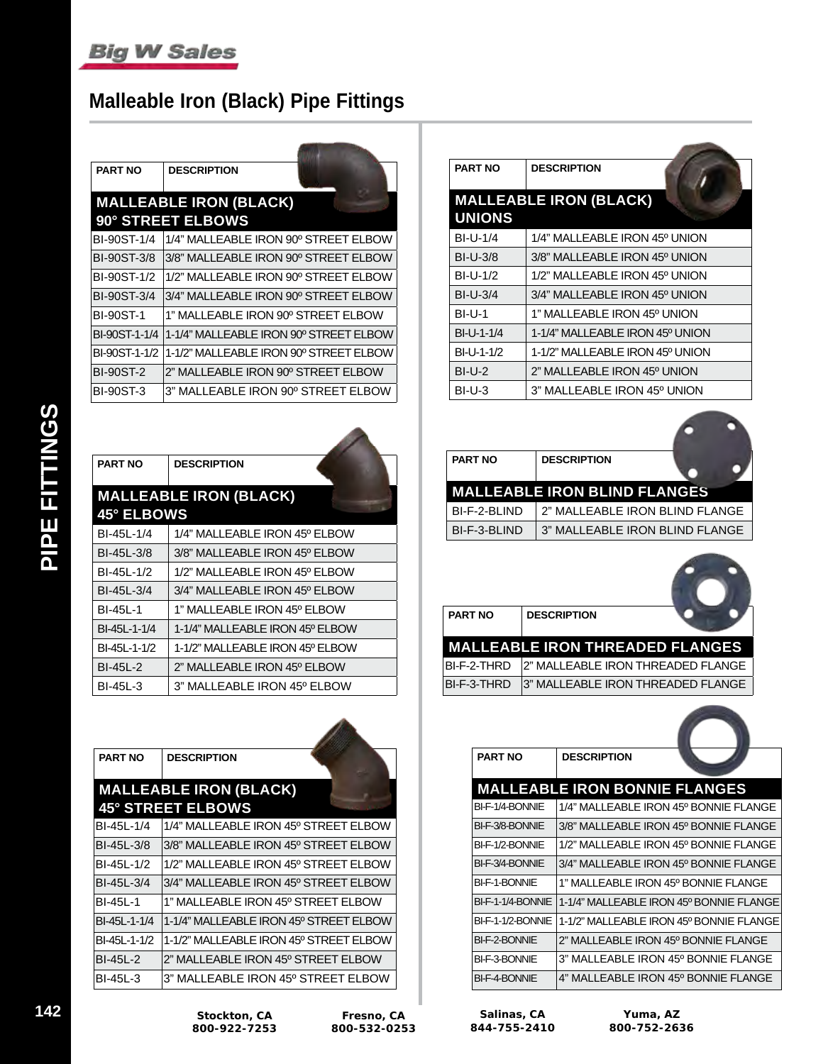# Malleable Iron (Black) Pipe Fittings

| PART NO | DESCRIPTION |
|---|---|
| **MALLEABLE IRON (BLACK) 90° STREET ELBOWS** | |
| BI-90ST-1/4 | 1/4" MALLEABLE IRON 90º STREET ELBOW |
| BI-90ST-3/8 | 3/8" MALLEABLE IRON 90º STREET ELBOW |
| BI-90ST-1/2 | 1/2" MALLEABLE IRON 90º STREET ELBOW |
| BI-90ST-3/4 | 3/4" MALLEABLE IRON 90º STREET ELBOW |
| BI-90ST-1 | 1" MALLEABLE IRON 90º STREET ELBOW |
| BI-90ST-1-1/4 | 1-1/4" MALLEABLE IRON 90º STREET ELBOW |
| BI-90ST-1-1/2 | 1-1/2" MALLEABLE IRON 90º STREET ELBOW |
| BI-90ST-2 | 2" MALLEABLE IRON 90º STREET ELBOW |
| BI-90ST-3 | 3" MALLEABLE IRON 90º STREET ELBOW |

| PART NO | DESCRIPTION |
|---|---|
| **MALLEABLE IRON (BLACK) 45° ELBOWS** | |
| BI-45L-1/4 | 1/4" MALLEABLE IRON 45º ELBOW |
| BI-45L-3/8 | 3/8" MALLEABLE IRON 45º ELBOW |
| BI-45L-1/2 | 1/2" MALLEABLE IRON 45º ELBOW |
| BI-45L-3/4 | 3/4" MALLEABLE IRON 45º ELBOW |
| BI-45L-1 | 1" MALLEABLE IRON 45º ELBOW |
| BI-45L-1-1/4 | 1-1/4" MALLEABLE IRON 45º ELBOW |
| BI-45L-1-1/2 | 1-1/2" MALLEABLE IRON 45º ELBOW |
| BI-45L-2 | 2" MALLEABLE IRON 45º ELBOW |
| BI-45L-3 | 3" MALLEABLE IRON 45º ELBOW |

| PART NO | DESCRIPTION |
|---|---|
| **MALLEABLE IRON (BLACK) 45° STREET ELBOWS** | |
| BI-45L-1/4 | 1/4" MALLEABLE IRON 45º STREET ELBOW |
| BI-45L-3/8 | 3/8" MALLEABLE IRON 45º STREET ELBOW |
| BI-45L-1/2 | 1/2" MALLEABLE IRON 45º STREET ELBOW |
| BI-45L-3/4 | 3/4" MALLEABLE IRON 45º STREET ELBOW |
| BI-45L-1 | 1" MALLEABLE IRON 45º STREET ELBOW |
| BI-45L-1-1/4 | 1-1/4" MALLEABLE IRON 45º STREET ELBOW |
| BI-45L-1-1/2 | 1-1/2" MALLEABLE IRON 45º STREET ELBOW |
| BI-45L-2 | 2" MALLEABLE IRON 45º STREET ELBOW |
| BI-45L-3 | 3" MALLEABLE IRON 45º STREET ELBOW |

| PART NO | DESCRIPTION |
|---|---|
| **MALLEABLE IRON (BLACK) UNIONS** | |
| BI-U-1/4 | 1/4" MALLEABLE IRON 45º UNION |
| BI-U-3/8 | 3/8" MALLEABLE IRON 45º UNION |
| BI-U-1/2 | 1/2" MALLEABLE IRON 45º UNION |
| BI-U-3/4 | 3/4" MALLEABLE IRON 45º UNION |
| BI-U-1 | 1" MALLEABLE IRON 45º UNION |
| BI-U-1-1/4 | 1-1/4" MALLEABLE IRON 45º UNION |
| BI-U-1-1/2 | 1-1/2" MALLEABLE IRON 45º UNION |
| BI-U-2 | 2" MALLEABLE IRON 45º UNION |
| BI-U-3 | 3" MALLEABLE IRON 45º UNION |

| PART NO | DESCRIPTION |
|---|---|
| **MALLEABLE IRON BLIND FLANGES** | |
| BI-F-2-BLIND | 2" MALLEABLE IRON BLIND FLANGE |
| BI-F-3-BLIND | 3" MALLEABLE IRON BLIND FLANGE |

| PART NO | DESCRIPTION |
|---|---|
| **MALLEABLE IRON THREADED FLANGES** | |
| BI-F-2-THRD | 2" MALLEABLE IRON THREADED FLANGE |
| BI-F-3-THRD | 3" MALLEABLE IRON THREADED FLANGE |

| PART NO | DESCRIPTION |
|---|---|
| **MALLEABLE IRON BONNIE FLANGES** | |
| BI-F-1/4-BONNIE | 1/4" MALLEABLE IRON 45º BONNIE FLANGE |
| BI-F-3/8-BONNIE | 3/8" MALLEABLE IRON 45º BONNIE FLANGE |
| BI-F-1/2-BONNIE | 1/2" MALLEABLE IRON 45º BONNIE FLANGE |
| BI-F-3/4-BONNIE | 3/4" MALLEABLE IRON 45º BONNIE FLANGE |
| BI-F-1-BONNIE | 1" MALLEABLE IRON 45º BONNIE FLANGE |
| BI-F-1-1/4-BONNIE | 1-1/4" MALLEABLE IRON 45º BONNIE FLANGE |
| BI-F-1-1/2-BONNIE | 1-1/2" MALLEABLE IRON 45º BONNIE FLANGE |
| BI-F-2-BONNIE | 2" MALLEABLE IRON 45º BONNIE FLANGE |
| BI-F-3-BONNIE | 3" MALLEABLE IRON 45º BONNIE FLANGE |
| BI-F-4-BONNIE | 4" MALLEABLE IRON 45º BONNIE FLANGE |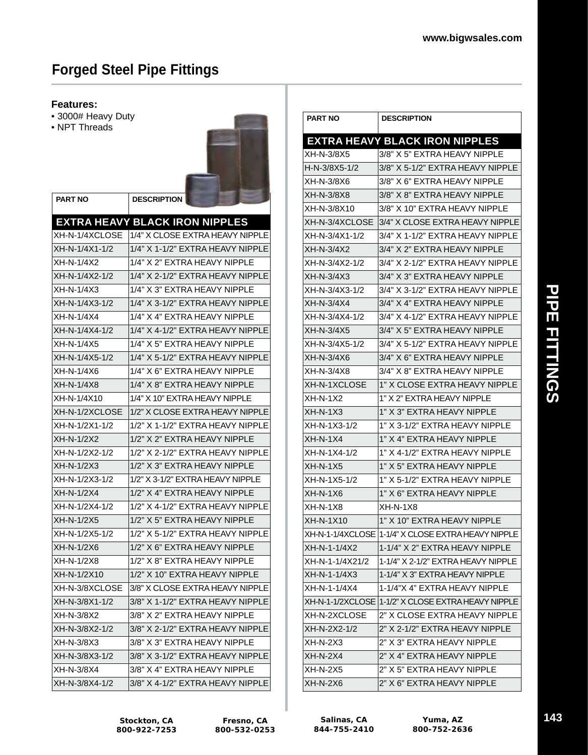## Forged Steel Pipe Fittings

**Features:**
- 3000# Heavy Duty
- NPT Threads

| PART NO | DESCRIPTION |
|---|---|
| **EXTRA HEAVY BLACK IRON NIPPLES** | |
| XH-N-1/4XCLOSE | 1/4" X CLOSE EXTRA HEAVY NIPPLE |
| XH-N-1/4X1-1/2 | 1/4" X 1-1/2" EXTRA HEAVY NIPPLE |
| XH-N-1/4X2 | 1/4" X 2" EXTRA HEAVY NIPPLE |
| XH-N-1/4X2-1/2 | 1/4" X 2-1/2" EXTRA HEAVY NIPPLE |
| XH-N-1/4X3 | 1/4" X 3" EXTRA HEAVY NIPPLE |
| XH-N-1/4X3-1/2 | 1/4" X 3-1/2" EXTRA HEAVY NIPPLE |
| XH-N-1/4X4 | 1/4" X 4" EXTRA HEAVY NIPPLE |
| XH-N-1/4X4-1/2 | 1/4" X 4-1/2" EXTRA HEAVY NIPPLE |
| XH-N-1/4X5 | 1/4" X 5" EXTRA HEAVY NIPPLE |
| XH-N-1/4X5-1/2 | 1/4" X 5-1/2" EXTRA HEAVY NIPPLE |
| XH-N-1/4X6 | 1/4" X 6" EXTRA HEAVY NIPPLE |
| XH-N-1/4X8 | 1/4" X 8" EXTRA HEAVY NIPPLE |
| XH-N-1/4X10 | 1/4" X 10" EXTRA HEAVY NIPPLE |
| XH-N-1/2XCLOSE | 1/2" X CLOSE EXTRA HEAVY NIPPLE |
| XH-N-1/2X1-1/2 | 1/2" X 1-1/2" EXTRA HEAVY NIPPLE |
| XH-N-1/2X2 | 1/2" X 2" EXTRA HEAVY NIPPLE |
| XH-N-1/2X2-1/2 | 1/2" X 2-1/2" EXTRA HEAVY NIPPLE |
| XH-N-1/2X3 | 1/2" X 3" EXTRA HEAVY NIPPLE |
| XH-N-1/2X3-1/2 | 1/2" X 3-1/2" EXTRA HEAVY NIPPLE |
| XH-N-1/2X4 | 1/2" X 4" EXTRA HEAVY NIPPLE |
| XH-N-1/2X4-1/2 | 1/2" X 4-1/2" EXTRA HEAVY NIPPLE |
| XH-N-1/2X5 | 1/2" X 5" EXTRA HEAVY NIPPLE |
| XH-N-1/2X5-1/2 | 1/2" X 5-1/2" EXTRA HEAVY NIPPLE |
| XH-N-1/2X6 | 1/2" X 6" EXTRA HEAVY NIPPLE |
| XH-N-1/2X8 | 1/2" X 8" EXTRA HEAVY NIPPLE |
| XH-N-1/2X10 | 1/2" X 10" EXTRA HEAVY NIPPLE |
| XH-N-3/8XCLOSE | 3/8" X CLOSE EXTRA HEAVY NIPPLE |
| XH-N-3/8X1-1/2 | 3/8" X 1-1/2" EXTRA HEAVY NIPPLE |
| XH-N-3/8X2 | 3/8" X 2" EXTRA HEAVY NIPPLE |
| XH-N-3/8X2-1/2 | 3/8" X 2-1/2" EXTRA HEAVY NIPPLE |
| XH-N-3/8X3 | 3/8" X 3" EXTRA HEAVY NIPPLE |
| XH-N-3/8X3-1/2 | 3/8" X 3-1/2" EXTRA HEAVY NIPPLE |
| XH-N-3/8X4 | 3/8" X 4" EXTRA HEAVY NIPPLE |
| XH-N-3/8X4-1/2 | 3/8" X 4-1/2" EXTRA HEAVY NIPPLE |

| PART NO | DESCRIPTION |
|---|---|
| **EXTRA HEAVY BLACK IRON NIPPLES** | |
| XH-N-3/8X5 | 3/8" X 5" EXTRA HEAVY NIPPLE |
| H-N-3/8X5-1/2 | 3/8" X 5-1/2" EXTRA HEAVY NIPPLE |
| XH-N-3/8X6 | 3/8" X 6" EXTRA HEAVY NIPPLE |
| XH-N-3/8X8 | 3/8" X 8" EXTRA HEAVY NIPPLE |
| XH-N-3/8X10 | 3/8" X 10" EXTRA HEAVY NIPPLE |
| XH-N-3/4XCLOSE | 3/4" X CLOSE EXTRA HEAVY NIPPLE |
| XH-N-3/4X1-1/2 | 3/4" X 1-1/2" EXTRA HEAVY NIPPLE |
| XH-N-3/4X2 | 3/4" X 2" EXTRA HEAVY NIPPLE |
| XH-N-3/4X2-1/2 | 3/4" X 2-1/2" EXTRA HEAVY NIPPLE |
| XH-N-3/4X3 | 3/4" X 3" EXTRA HEAVY NIPPLE |
| XH-N-3/4X3-1/2 | 3/4" X 3-1/2" EXTRA HEAVY NIPPLE |
| XH-N-3/4X4 | 3/4" X 4" EXTRA HEAVY NIPPLE |
| XH-N-3/4X4-1/2 | 3/4" X 4-1/2" EXTRA HEAVY NIPPLE |
| XH-N-3/4X5 | 3/4" X 5" EXTRA HEAVY NIPPLE |
| XH-N-3/4X5-1/2 | 3/4" X 5-1/2" EXTRA HEAVY NIPPLE |
| XH-N-3/4X6 | 3/4" X 6" EXTRA HEAVY NIPPLE |
| XH-N-3/4X8 | 3/4" X 8" EXTRA HEAVY NIPPLE |
| XH-N-1XCLOSE | 1" X CLOSE EXTRA HEAVY NIPPLE |
| XH-N-1X2 | 1" X 2" EXTRA HEAVY NIPPLE |
| XH-N-1X3 | 1" X 3" EXTRA HEAVY NIPPLE |
| XH-N-1X3-1/2 | 1" X 3-1/2" EXTRA HEAVY NIPPLE |
| XH-N-1X4 | 1" X 4" EXTRA HEAVY NIPPLE |
| XH-N-1X4-1/2 | 1" X 4-1/2" EXTRA HEAVY NIPPLE |
| XH-N-1X5 | 1" X 5" EXTRA HEAVY NIPPLE |
| XH-N-1X5-1/2 | 1" X 5-1/2" EXTRA HEAVY NIPPLE |
| XH-N-1X6 | 1" X 6" EXTRA HEAVY NIPPLE |
| XH-N-1X8 | XH-N-1X8 |
| XH-N-1X10 | 1" X 10" EXTRA HEAVY NIPPLE |
| XH-N-1-1/4XCLOSE | 1-1/4" X CLOSE EXTRA HEAVY NIPPLE |
| XH-N-1-1/4X2 | 1-1/4" X 2" EXTRA HEAVY NIPPLE |
| XH-N-1-1/4X21/2 | 1-1/4" X 2-1/2" EXTRA HEAVY NIPPLE |
| XH-N-1-1/4X3 | 1-1/4" X 3" EXTRA HEAVY NIPPLE |
| XH-N-1-1/4X4 | 1-1/4"X 4" EXTRA HEAVY NIPPLE |
| XH-N-1-1/2XCLOSE | 1-1/2" X CLOSE EXTRA HEAVY NIPPLE |
| XH-N-2XCLOSE | 2" X CLOSE EXTRA HEAVY NIPPLE |
| XH-N-2X2-1/2 | 2" X 2-1/2" EXTRA HEAVY NIPPLE |
| XH-N-2X3 | 2" X 3" EXTRA HEAVY NIPPLE |
| XH-N-2X4 | 2" X 4" EXTRA HEAVY NIPPLE |
| XH-N-2X5 | 2" X 5" EXTRA HEAVY NIPPLE |
| XH-N-2X6 | 2" X 6" EXTRA HEAVY NIPPLE |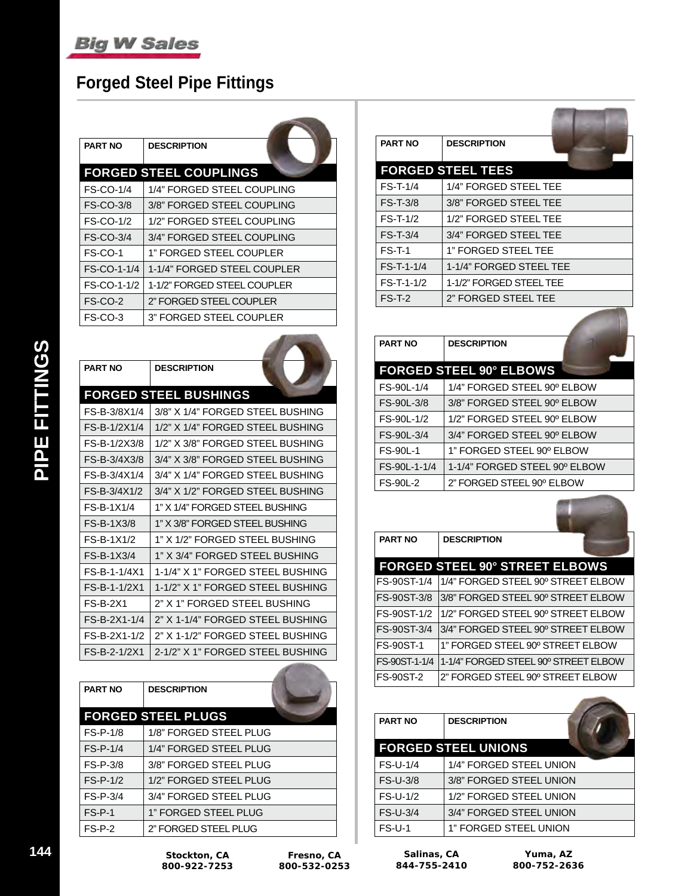# Forged Steel Pipe Fittings

| PART NO | DESCRIPTION |
|---|---|
| **FORGED STEEL COUPLINGS** | |
| FS-CO-1/4 | 1/4" FORGED STEEL COUPLING |
| FS-CO-3/8 | 3/8" FORGED STEEL COUPLING |
| FS-CO-1/2 | 1/2" FORGED STEEL COUPLING |
| FS-CO-3/4 | 3/4" FORGED STEEL COUPLING |
| FS-CO-1 | 1" FORGED STEEL COUPLER |
| FS-CO-1-1/4 | 1-1/4" FORGED STEEL COUPLER |
| FS-CO-1-1/2 | 1-1/2" FORGED STEEL COUPLER |
| FS-CO-2 | 2" FORGED STEEL COUPLER |
| FS-CO-3 | 3" FORGED STEEL COUPLER |

| PART NO | DESCRIPTION |
|---|---|
| **FORGED STEEL BUSHINGS** | |
| FS-B-3/8X1/4 | 3/8" X 1/4" FORGED STEEL BUSHING |
| FS-B-1/2X1/4 | 1/2" X 1/4" FORGED STEEL BUSHING |
| FS-B-1/2X3/8 | 1/2" X 3/8" FORGED STEEL BUSHING |
| FS-B-3/4X3/8 | 3/4" X 3/8" FORGED STEEL BUSHING |
| FS-B-3/4X1/4 | 3/4" X 1/4" FORGED STEEL BUSHING |
| FS-B-3/4X1/2 | 3/4" X 1/2" FORGED STEEL BUSHING |
| FS-B-1X1/4 | 1" X 1/4" FORGED STEEL BUSHING |
| FS-B-1X3/8 | 1" X 3/8" FORGED STEEL BUSHING |
| FS-B-1X1/2 | 1" X 1/2" FORGED STEEL BUSHING |
| FS-B-1X3/4 | 1" X 3/4" FORGED STEEL BUSHING |
| FS-B-1-1/4X1 | 1-1/4" X 1" FORGED STEEL BUSHING |
| FS-B-1-1/2X1 | 1-1/2" X 1" FORGED STEEL BUSHING |
| FS-B-2X1 | 2" X 1" FORGED STEEL BUSHING |
| FS-B-2X1-1/4 | 2" X 1-1/4" FORGED STEEL BUSHING |
| FS-B-2X1-1/2 | 2" X 1-1/2" FORGED STEEL BUSHING |
| FS-B-2-1/2X1 | 2-1/2" X 1" FORGED STEEL BUSHING |

| PART NO | DESCRIPTION |
|---|---|
| **FORGED STEEL PLUGS** | |
| FS-P-1/8 | 1/8" FORGED STEEL PLUG |
| FS-P-1/4 | 1/4" FORGED STEEL PLUG |
| FS-P-3/8 | 3/8" FORGED STEEL PLUG |
| FS-P-1/2 | 1/2" FORGED STEEL PLUG |
| FS-P-3/4 | 3/4" FORGED STEEL PLUG |
| FS-P-1 | 1" FORGED STEEL PLUG |
| FS-P-2 | 2" FORGED STEEL PLUG |

| PART NO | DESCRIPTION |
|---|---|
| **FORGED STEEL TEES** | |
| FS-T-1/4 | 1/4" FORGED STEEL TEE |
| FS-T-3/8 | 3/8" FORGED STEEL TEE |
| FS-T-1/2 | 1/2" FORGED STEEL TEE |
| FS-T-3/4 | 3/4" FORGED STEEL TEE |
| FS-T-1 | 1" FORGED STEEL TEE |
| FS-T-1-1/4 | 1-1/4" FORGED STEEL TEE |
| FS-T-1-1/2 | 1-1/2" FORGED STEEL TEE |
| FS-T-2 | 2" FORGED STEEL TEE |

| PART NO | DESCRIPTION |
|---|---|
| **FORGED STEEL 90° ELBOWS** | |
| FS-90L-1/4 | 1/4" FORGED STEEL 90º ELBOW |
| FS-90L-3/8 | 3/8" FORGED STEEL 90º ELBOW |
| FS-90L-1/2 | 1/2" FORGED STEEL 90º ELBOW |
| FS-90L-3/4 | 3/4" FORGED STEEL 90º ELBOW |
| FS-90L-1 | 1" FORGED STEEL 90º ELBOW |
| FS-90L-1-1/4 | 1-1/4" FORGED STEEL 90º ELBOW |
| FS-90L-2 | 2" FORGED STEEL 90º ELBOW |

| PART NO | DESCRIPTION |
|---|---|
| **FORGED STEEL 90° STREET ELBOWS** | |
| FS-90ST-1/4 | 1/4" FORGED STEEL 90º STREET ELBOW |
| FS-90ST-3/8 | 3/8" FORGED STEEL 90º STREET ELBOW |
| FS-90ST-1/2 | 1/2" FORGED STEEL 90º STREET ELBOW |
| FS-90ST-3/4 | 3/4" FORGED STEEL 90º STREET ELBOW |
| FS-90ST-1 | 1" FORGED STEEL 90º STREET ELBOW |
| FS-90ST-1-1/4 | 1-1/4" FORGED STEEL 90º STREET ELBOW |
| FS-90ST-2 | 2" FORGED STEEL 90º STREET ELBOW |

| PART NO | DESCRIPTION |
|---|---|
| **FORGED STEEL UNIONS** | |
| FS-U-1/4 | 1/4" FORGED STEEL UNION |
| FS-U-3/8 | 3/8" FORGED STEEL UNION |
| FS-U-1/2 | 1/2" FORGED STEEL UNION |
| FS-U-3/4 | 3/4" FORGED STEEL UNION |
| FS-U-1 | 1" FORGED STEEL UNION |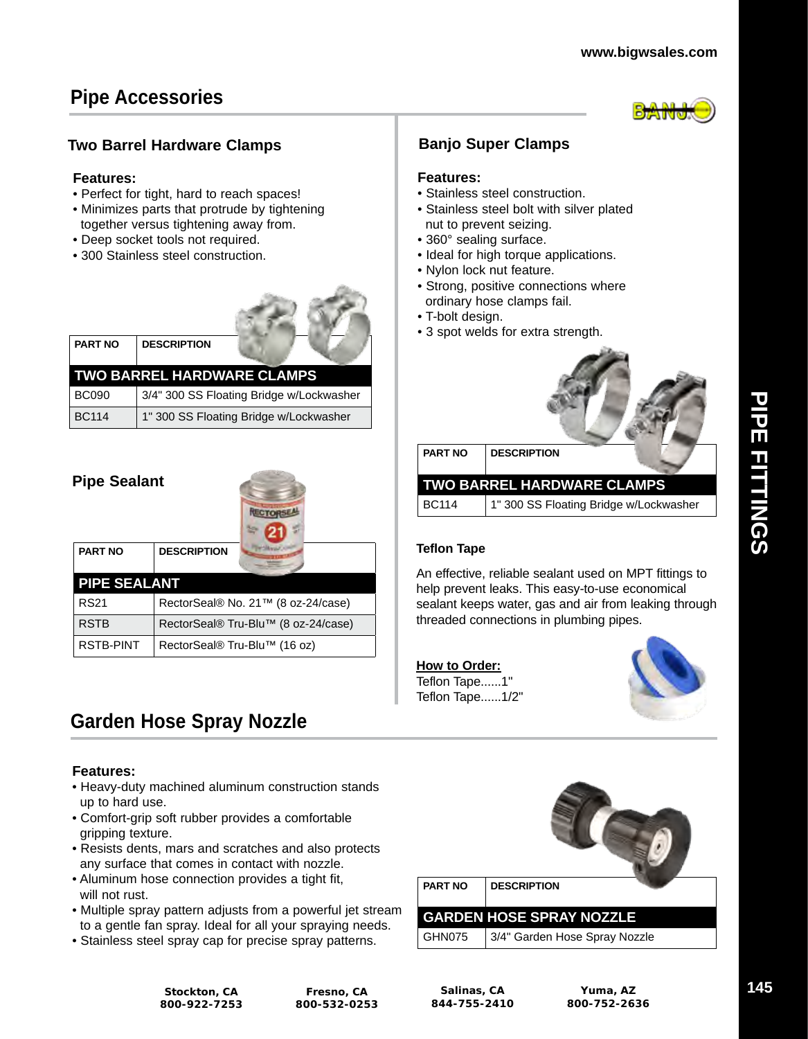# Pipe Accessories

## Two Barrel Hardware Clamps

**Features:**
- Perfect for tight, hard to reach spaces!
- Minimizes parts that protrude by tightening together versus tightening away from.
- Deep socket tools not required.
- 300 Stainless steel construction.

| PART NO | DESCRIPTION |
|---|---|
| **TWO BARREL HARDWARE CLAMPS** | |
| BC090 | 3/4" 300 SS Floating Bridge w/Lockwasher |
| BC114 | 1" 300 SS Floating Bridge w/Lockwasher |

## Pipe Sealant

| PART NO | DESCRIPTION |
|---|---|
| **PIPE SEALANT** | |
| RS21 | RectorSeal® No. 21™ (8 oz-24/case) |
| RSTB | RectorSeal® Tru-Blu™ (8 oz-24/case) |
| RSTB-PINT | RectorSeal® Tru-Blu™ (16 oz) |

## Banjo Super Clamps

**Features:**
- Stainless steel construction.
- Stainless steel bolt with silver plated nut to prevent seizing.
- 360° sealing surface.
- Ideal for high torque applications.
- Nylon lock nut feature.
- Strong, positive connections where ordinary hose clamps fail.
- T-bolt design.
- 3 spot welds for extra strength.

| PART NO | DESCRIPTION |
|---|---|
| **TWO BARREL HARDWARE CLAMPS** | |
| BC114 | 1" 300 SS Floating Bridge w/Lockwasher |

### Teflon Tape

An effective, reliable sealant used on MPT fittings to help prevent leaks. This easy-to-use economical sealant keeps water, gas and air from leaking through threaded connections in plumbing pipes.

**How to Order:**
Teflon Tape......1"
Teflon Tape......1/2"

# Garden Hose Spray Nozzle

**Features:**
- Heavy-duty machined aluminum construction stands up to hard use.
- Comfort-grip soft rubber provides a comfortable gripping texture.
- Resists dents, mars and scratches and also protects any surface that comes in contact with nozzle.
- Aluminum hose connection provides a tight fit, will not rust.
- Multiple spray pattern adjusts from a powerful jet stream to a gentle fan spray. Ideal for all your spraying needs.
- Stainless steel spray cap for precise spray patterns.

| PART NO | DESCRIPTION |
|---|---|
| **GARDEN HOSE SPRAY NOZZLE** | |
| GHN075 | 3/4" Garden Hose Spray Nozzle |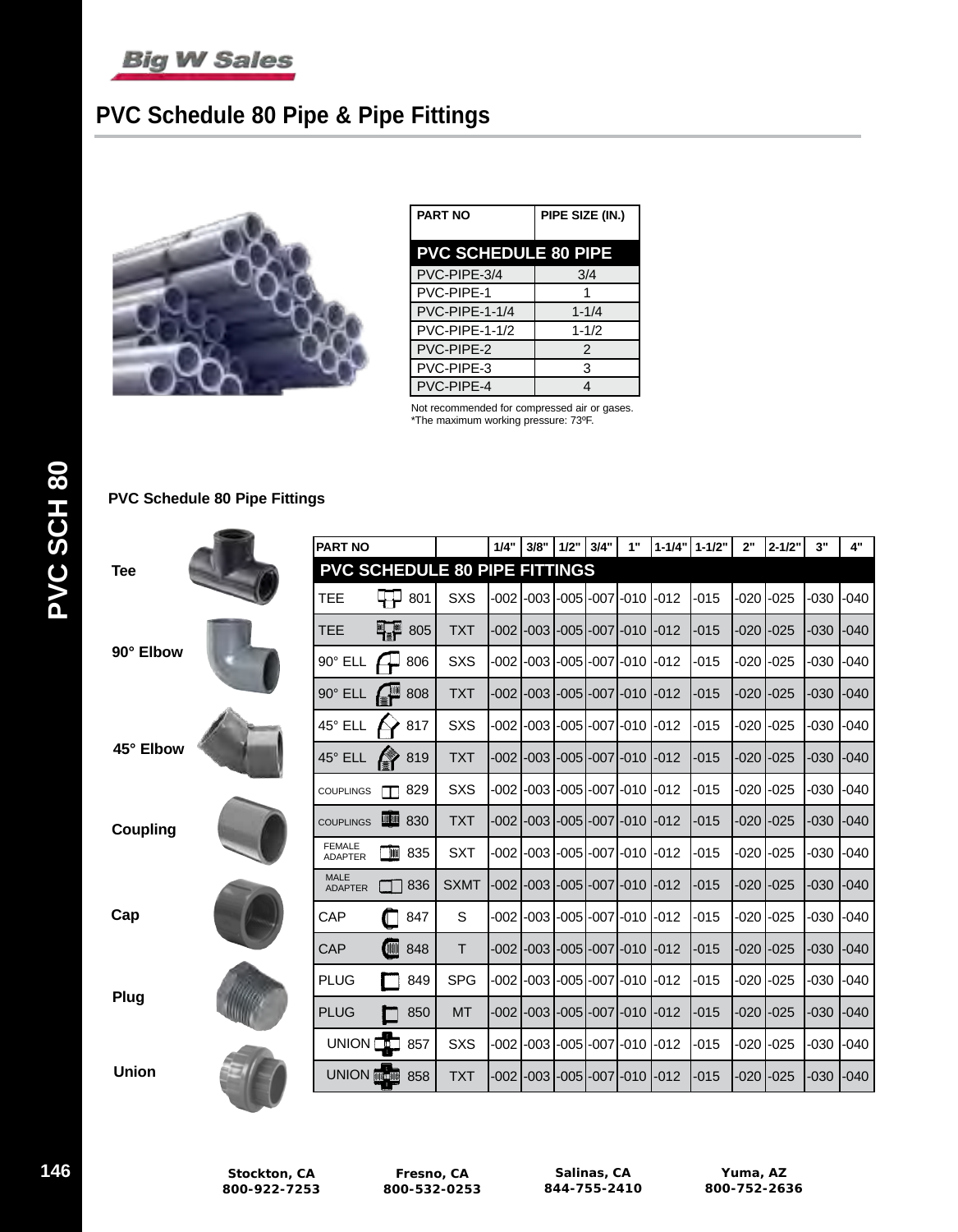Big W Sales

# PVC Schedule 80 Pipe & Pipe Fittings

| PART NO | PIPE SIZE (IN.) |
|---|---|
| **PVC SCHEDULE 80 PIPE** | |
| PVC-PIPE-3/4 | 3/4 |
| PVC-PIPE-1 | 1 |
| PVC-PIPE-1-1/4 | 1-1/4 |
| PVC-PIPE-1-1/2 | 1-1/2 |
| PVC-PIPE-2 | 2 |
| PVC-PIPE-3 | 3 |
| PVC-PIPE-4 | 4 |

Not recommended for compressed air or gases.
*The maximum working pressure: 73ºF.

### PVC Schedule 80 Pipe Fittings

Tee

90° Elbow

45° Elbow

Coupling

Cap

Plug

Union

| PART NO | | | 1/4" | 3/8" | 1/2" | 3/4" | 1" | 1-1/4" | 1-1/2" | 2" | 2-1/2" | 3" | 4" |
|---|---|---|---|---|---|---|---|---|---|---|---|---|---|
| **PVC SCHEDULE 80 PIPE FITTINGS** | | | | | | | | | | | | | |
| TEE | 801 | SXS | -002 | -003 | -005 | -007 | -010 | -012 | -015 | -020 | -025 | -030 | -040 |
| TEE | 805 | TXT | -002 | -003 | -005 | -007 | -010 | -012 | -015 | -020 | -025 | -030 | -040 |
| 90° ELL | 806 | SXS | -002 | -003 | -005 | -007 | -010 | -012 | -015 | -020 | -025 | -030 | -040 |
| 90° ELL | 808 | TXT | -002 | -003 | -005 | -007 | -010 | -012 | -015 | -020 | -025 | -030 | -040 |
| 45° ELL | 817 | SXS | -002 | -003 | -005 | -007 | -010 | -012 | -015 | -020 | -025 | -030 | -040 |
| 45° ELL | 819 | TXT | -002 | -003 | -005 | -007 | -010 | -012 | -015 | -020 | -025 | -030 | -040 |
| COUPLINGS | 829 | SXS | -002 | -003 | -005 | -007 | -010 | -012 | -015 | -020 | -025 | -030 | -040 |
| COUPLINGS | 830 | TXT | -002 | -003 | -005 | -007 | -010 | -012 | -015 | -020 | -025 | -030 | -040 |
| FEMALE ADAPTER | 835 | SXT | -002 | -003 | -005 | -007 | -010 | -012 | -015 | -020 | -025 | -030 | -040 |
| MALE ADAPTER | 836 | SXMT | -002 | -003 | -005 | -007 | -010 | -012 | -015 | -020 | -025 | -030 | -040 |
| CAP | 847 | S | -002 | -003 | -005 | -007 | -010 | -012 | -015 | -020 | -025 | -030 | -040 |
| CAP | 848 | T | -002 | -003 | -005 | -007 | -010 | -012 | -015 | -020 | -025 | -030 | -040 |
| PLUG | 849 | SPG | -002 | -003 | -005 | -007 | -010 | -012 | -015 | -020 | -025 | -030 | -040 |
| PLUG | 850 | MT | -002 | -003 | -005 | -007 | -010 | -012 | -015 | -020 | -025 | -030 | -040 |
| UNION | 857 | SXS | -002 | -003 | -005 | -007 | -010 | -012 | -015 | -020 | -025 | -030 | -040 |
| UNION | 858 | TXT | -002 | -003 | -005 | -007 | -010 | -012 | -015 | -020 | -025 | -030 | -040 |

PVC SCH 80

Stockton, CA 800-922-7253 | Fresno, CA 800-532-0253 | Salinas, CA 844-755-2410 | Yuma, AZ 800-752-2636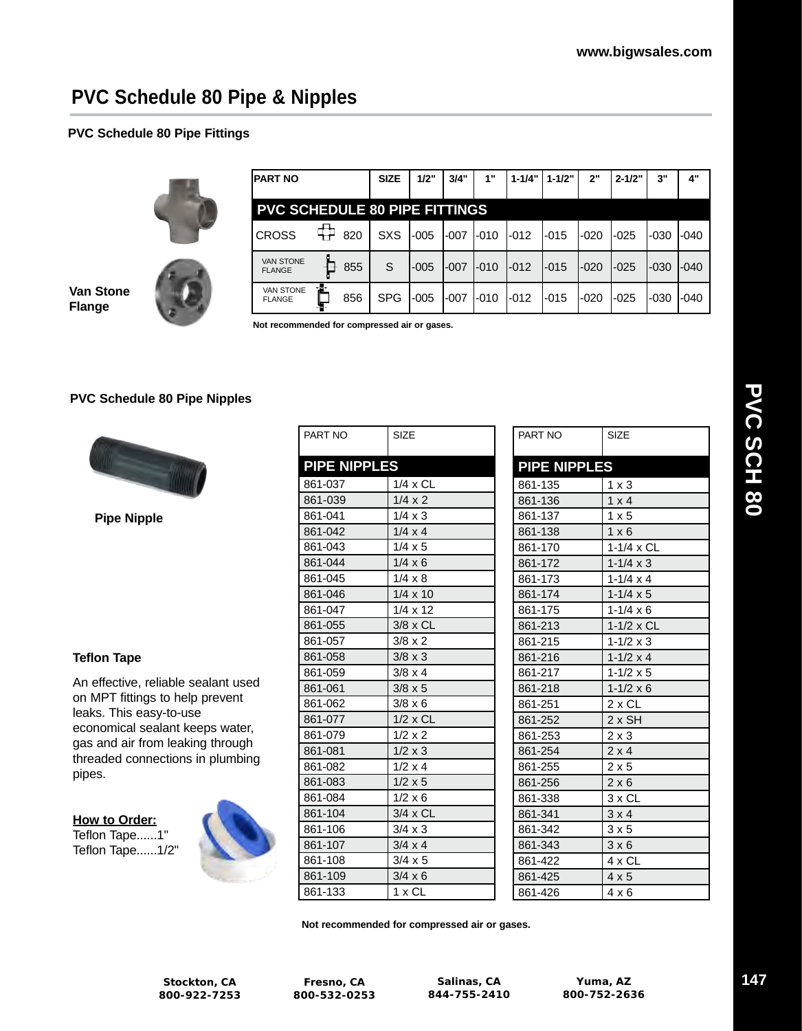# PVC Schedule 80 Pipe & Nipples

### PVC Schedule 80 Pipe Fittings

| PART NO | | SIZE | 1/2" | 3/4" | 1" | 1-1/4" | 1-1/2" | 2" | 2-1/2" | 3" | 4" |
|---|---|---|---|---|---|---|---|---|---|---|---|
| **PVC SCHEDULE 80 PIPE FITTINGS** | | | | | | | | | | | |
| CROSS | 820 | SXS | -005 | -007 | -010 | -012 | -015 | -020 | -025 | -030 | -040 |
| VAN STONE FLANGE | 855 | S | -005 | -007 | -010 | -012 | -015 | -020 | -025 | -030 | -040 |
| VAN STONE FLANGE | 856 | SPG | -005 | -007 | -010 | -012 | -015 | -020 | -025 | -030 | -040 |

**Not recommended for compressed air or gases.**

**Van Stone Flange**

### PVC Schedule 80 Pipe Nipples

**Pipe Nipple**

| PART NO | SIZE |
|---|---|
| **PIPE NIPPLES** | |
| 861-037 | 1/4 x CL |
| 861-039 | 1/4 x 2 |
| 861-041 | 1/4 x 3 |
| 861-042 | 1/4 x 4 |
| 861-043 | 1/4 x 5 |
| 861-044 | 1/4 x 6 |
| 861-045 | 1/4 x 8 |
| 861-046 | 1/4 x 10 |
| 861-047 | 1/4 x 12 |
| 861-055 | 3/8 x CL |
| 861-057 | 3/8 x 2 |
| 861-058 | 3/8 x 3 |
| 861-059 | 3/8 x 4 |
| 861-061 | 3/8 x 5 |
| 861-062 | 3/8 x 6 |
| 861-077 | 1/2 x CL |
| 861-079 | 1/2 x 2 |
| 861-081 | 1/2 x 3 |
| 861-082 | 1/2 x 4 |
| 861-083 | 1/2 x 5 |
| 861-084 | 1/2 x 6 |
| 861-104 | 3/4 x CL |
| 861-106 | 3/4 x 3 |
| 861-107 | 3/4 x 4 |
| 861-108 | 3/4 x 5 |
| 861-109 | 3/4 x 6 |
| 861-133 | 1 x CL |

| PART NO | SIZE |
|---|---|
| **PIPE NIPPLES** | |
| 861-135 | 1 x 3 |
| 861-136 | 1 x 4 |
| 861-137 | 1 x 5 |
| 861-138 | 1 x 6 |
| 861-170 | 1-1/4 x CL |
| 861-172 | 1-1/4 x 3 |
| 861-173 | 1-1/4 x 4 |
| 861-174 | 1-1/4 x 5 |
| 861-175 | 1-1/4 x 6 |
| 861-213 | 1-1/2 x CL |
| 861-215 | 1-1/2 x 3 |
| 861-216 | 1-1/2 x 4 |
| 861-217 | 1-1/2 x 5 |
| 861-218 | 1-1/2 x 6 |
| 861-251 | 2 x CL |
| 861-252 | 2 x SH |
| 861-253 | 2 x 3 |
| 861-254 | 2 x 4 |
| 861-255 | 2 x 5 |
| 861-256 | 2 x 6 |
| 861-338 | 3 x CL |
| 861-341 | 3 x 4 |
| 861-342 | 3 x 5 |
| 861-343 | 3 x 6 |
| 861-422 | 4 x CL |
| 861-425 | 4 x 5 |
| 861-426 | 4 x 6 |

**Not recommended for compressed air or gases.**

### Teflon Tape

An effective, reliable sealant used on MPT fittings to help prevent leaks. This easy-to-use economical sealant keeps water, gas and air from leaking through threaded connections in plumbing pipes.

**How to Order:**
Teflon Tape......1"
Teflon Tape......1/2"

**Stockton, CA** 800-922-7253 | **Fresno, CA** 800-532-0253 | **Salinas, CA** 844-755-2410 | **Yuma, AZ** 800-752-2636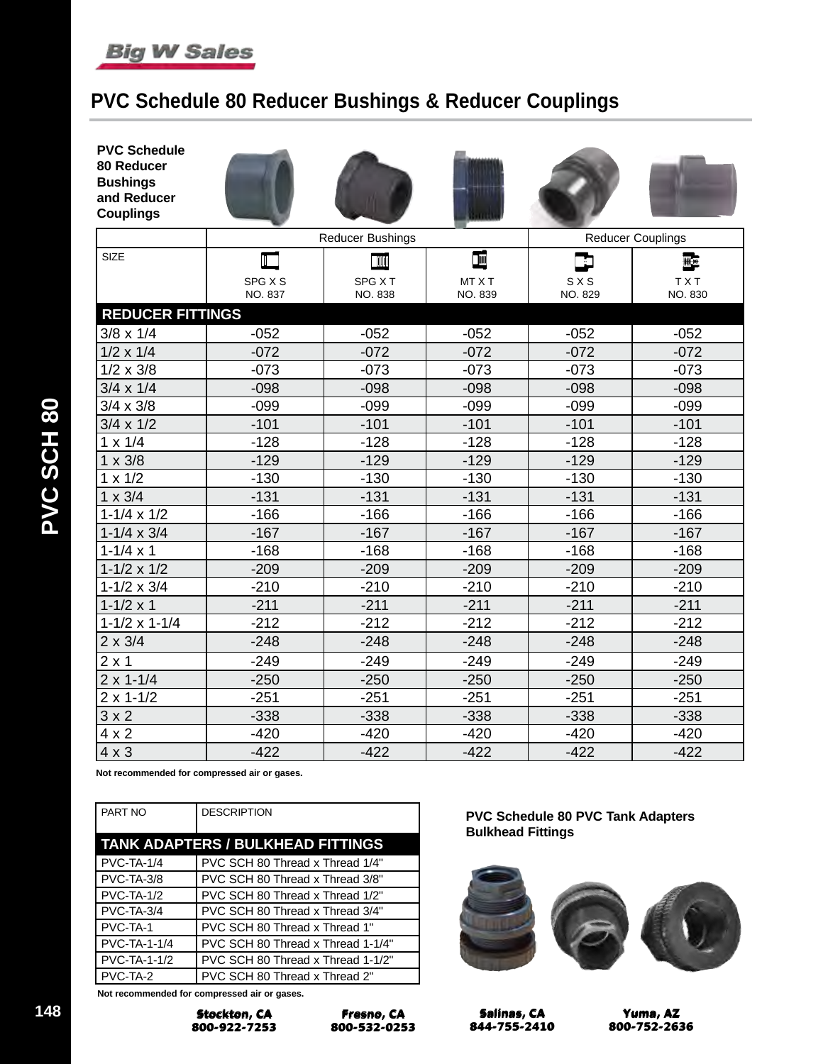# PVC Schedule 80 Reducer Bushings & Reducer Couplings

**PVC Schedule 80 Reducer Bushings and Reducer Couplings**

| | Reducer Bushings | | | Reducer Couplings | |
|---|---|---|---|---|---|
| SIZE | SPG X S NO. 837 | SPG X T NO. 838 | MT X T NO. 839 | S X S NO. 829 | T X T NO. 830 |
| **REDUCER FITTINGS** | | | | | |
| 3/8 x 1/4 | -052 | -052 | -052 | -052 | -052 |
| 1/2 x 1/4 | -072 | -072 | -072 | -072 | -072 |
| 1/2 x 3/8 | -073 | -073 | -073 | -073 | -073 |
| 3/4 x 1/4 | -098 | -098 | -098 | -098 | -098 |
| 3/4 x 3/8 | -099 | -099 | -099 | -099 | -099 |
| 3/4 x 1/2 | -101 | -101 | -101 | -101 | -101 |
| 1 x 1/4 | -128 | -128 | -128 | -128 | -128 |
| 1 x 3/8 | -129 | -129 | -129 | -129 | -129 |
| 1 x 1/2 | -130 | -130 | -130 | -130 | -130 |
| 1 x 3/4 | -131 | -131 | -131 | -131 | -131 |
| 1-1/4 x 1/2 | -166 | -166 | -166 | -166 | -166 |
| 1-1/4 x 3/4 | -167 | -167 | -167 | -167 | -167 |
| 1-1/4 x 1 | -168 | -168 | -168 | -168 | -168 |
| 1-1/2 x 1/2 | -209 | -209 | -209 | -209 | -209 |
| 1-1/2 x 3/4 | -210 | -210 | -210 | -210 | -210 |
| 1-1/2 x 1 | -211 | -211 | -211 | -211 | -211 |
| 1-1/2 x 1-1/4 | -212 | -212 | -212 | -212 | -212 |
| 2 x 3/4 | -248 | -248 | -248 | -248 | -248 |
| 2 x 1 | -249 | -249 | -249 | -249 | -249 |
| 2 x 1-1/4 | -250 | -250 | -250 | -250 | -250 |
| 2 x 1-1/2 | -251 | -251 | -251 | -251 | -251 |
| 3 x 2 | -338 | -338 | -338 | -338 | -338 |
| 4 x 2 | -420 | -420 | -420 | -420 | -420 |
| 4 x 3 | -422 | -422 | -422 | -422 | -422 |

**Not recommended for compressed air or gases.**

| PART NO | DESCRIPTION |
|---|---|
| **TANK ADAPTERS / BULKHEAD FITTINGS** | |
| PVC-TA-1/4 | PVC SCH 80 Thread x Thread 1/4" |
| PVC-TA-3/8 | PVC SCH 80 Thread x Thread 3/8" |
| PVC-TA-1/2 | PVC SCH 80 Thread x Thread 1/2" |
| PVC-TA-3/4 | PVC SCH 80 Thread x Thread 3/4" |
| PVC-TA-1 | PVC SCH 80 Thread x Thread 1" |
| PVC-TA-1-1/4 | PVC SCH 80 Thread x Thread 1-1/4" |
| PVC-TA-1-1/2 | PVC SCH 80 Thread x Thread 1-1/2" |
| PVC-TA-2 | PVC SCH 80 Thread x Thread 2" |

**Not recommended for compressed air or gases.**

**PVC Schedule 80 PVC Tank Adapters Bulkhead Fittings**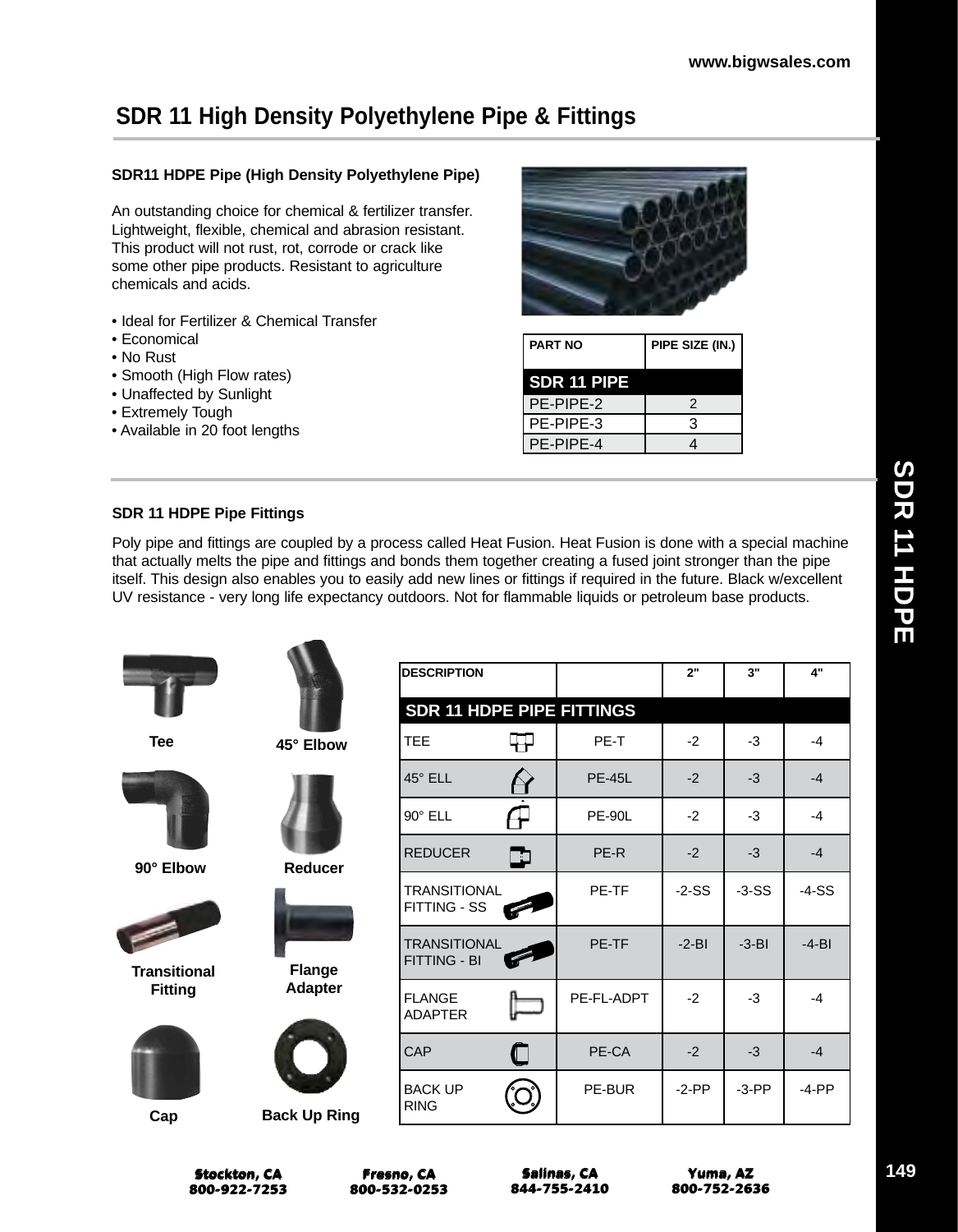# SDR 11 High Density Polyethylene Pipe & Fittings

### SDR11 HDPE Pipe (High Density Polyethylene Pipe)

An outstanding choice for chemical & fertilizer transfer. Lightweight, flexible, chemical and abrasion resistant. This product will not rust, rot, corrode or crack like some other pipe products. Resistant to agriculture chemicals and acids.

- Ideal for Fertilizer & Chemical Transfer
- Economical
- No Rust
- Smooth (High Flow rates)
- Unaffected by Sunlight
- Extremely Tough
- Available in 20 foot lengths

| PART NO | PIPE SIZE (IN.) |
|---|---|
| **SDR 11 PIPE** | |
| PE-PIPE-2 | 2 |
| PE-PIPE-3 | 3 |
| PE-PIPE-4 | 4 |

### SDR 11 HDPE Pipe Fittings

Poly pipe and fittings are coupled by a process called Heat Fusion. Heat Fusion is done with a special machine that actually melts the pipe and fittings and bonds them together creating a fused joint stronger than the pipe itself. This design also enables you to easily add new lines or fittings if required in the future. Black w/excellent UV resistance - very long life expectancy outdoors. Not for flammable liquids or petroleum base products.

Tee

45° Elbow

90° Elbow

Reducer

Transitional Fitting

Flange Adapter

Cap

Back Up Ring

| DESCRIPTION | | 2" | 3" | 4" |
|---|---|---|---|---|
| **SDR 11 HDPE PIPE FITTINGS** | | | | |
| TEE | PE-T | -2 | -3 | -4 |
| 45° ELL | PE-45L | -2 | -3 | -4 |
| 90° ELL | PE-90L | -2 | -3 | -4 |
| REDUCER | PE-R | -2 | -3 | -4 |
| TRANSITIONAL FITTING - SS | PE-TF | -2-SS | -3-SS | -4-SS |
| TRANSITIONAL FITTING - BI | PE-TF | -2-BI | -3-BI | -4-BI |
| FLANGE ADAPTER | PE-FL-ADPT | -2 | -3 | -4 |
| CAP | PE-CA | -2 | -3 | -4 |
| BACK UP RING | PE-BUR | -2-PP | -3-PP | -4-PP |